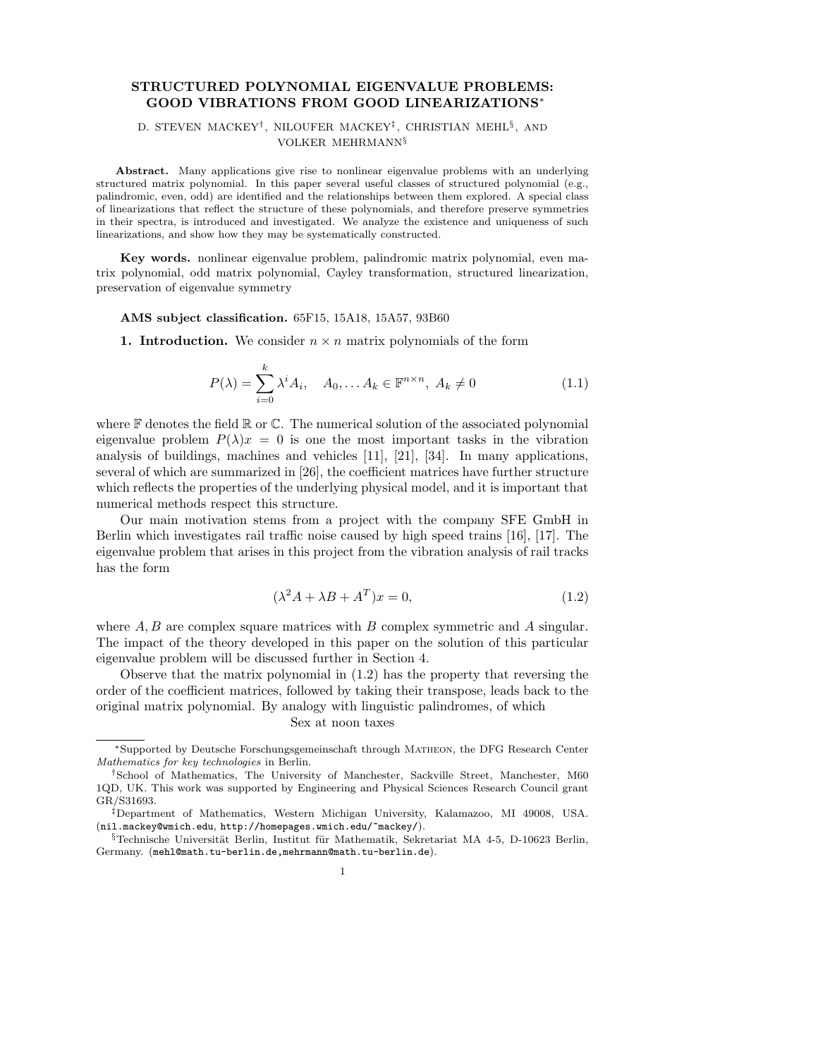# STRUCTURED POLYNOMIAL EIGENVALUE PROBLEMS: GOOD VIBRATIONS FROM GOOD LINEARIZATIONS*

D. STEVEN MACKEY†, NILOUFER MACKEY‡, CHRISTIAN MEHL§, AND VOLKER MEHRMANN§

**Abstract.** Many applications give rise to nonlinear eigenvalue problems with an underlying structured matrix polynomial. In this paper several useful classes of structured polynomial (e.g., palindromic, even, odd) are identified and the relationships between them explored. A special class of linearizations that reflect the structure of these polynomials, and therefore preserve symmetries in their spectra, is introduced and investigated. We analyze the existence and uniqueness of such linearizations, and show how they may be systematically constructed.

**Key words.** nonlinear eigenvalue problem, palindromic matrix polynomial, even matrix polynomial, odd matrix polynomial, Cayley transformation, structured linearization, preservation of eigenvalue symmetry

**AMS subject classification.** 65F15, 15A18, 15A57, 93B60

**1. Introduction.** We consider $n \times n$ matrix polynomials of the form

$$P(\lambda) = \sum_{i=0}^{k} \lambda^i A_i, \quad A_0, \dots A_k \in \mathbb{F}^{n \times n},\ A_k \neq 0 \tag{1.1}$$

where $\mathbb{F}$ denotes the field $\mathbb{R}$ or $\mathbb{C}$. The numerical solution of the associated polynomial eigenvalue problem $P(\lambda)x = 0$ is one the most important tasks in the vibration analysis of buildings, machines and vehicles [11], [21], [34]. In many applications, several of which are summarized in [26], the coefficient matrices have further structure which reflects the properties of the underlying physical model, and it is important that numerical methods respect this structure.

Our main motivation stems from a project with the company SFE GmbH in Berlin which investigates rail traffic noise caused by high speed trains [16], [17]. The eigenvalue problem that arises in this project from the vibration analysis of rail tracks has the form

$$(\lambda^2 A + \lambda B + A^T)x = 0, \tag{1.2}$$

where $A, B$ are complex square matrices with $B$ complex symmetric and $A$ singular. The impact of the theory developed in this paper on the solution of this particular eigenvalue problem will be discussed further in Section 4.

Observe that the matrix polynomial in (1.2) has the property that reversing the order of the coefficient matrices, followed by taking their transpose, leads back to the original matrix polynomial. By analogy with linguistic palindromes, of which

Sex at noon taxes

---

*Supported by Deutsche Forschungsgemeinschaft through MATHEON, the DFG Research Center *Mathematics for key technologies* in Berlin.

†School of Mathematics, The University of Manchester, Sackville Street, Manchester, M60 1QD, UK. This work was supported by Engineering and Physical Sciences Research Council grant GR/S31693.

‡Department of Mathematics, Western Michigan University, Kalamazoo, MI 49008, USA. (nil.mackey@wmich.edu, http://homepages.wmich.edu/~mackey/).

§Technische Universität Berlin, Institut für Mathematik, Sekretariat MA 4-5, D-10623 Berlin, Germany. (mehl@math.tu-berlin.de,mehrmann@math.tu-berlin.de).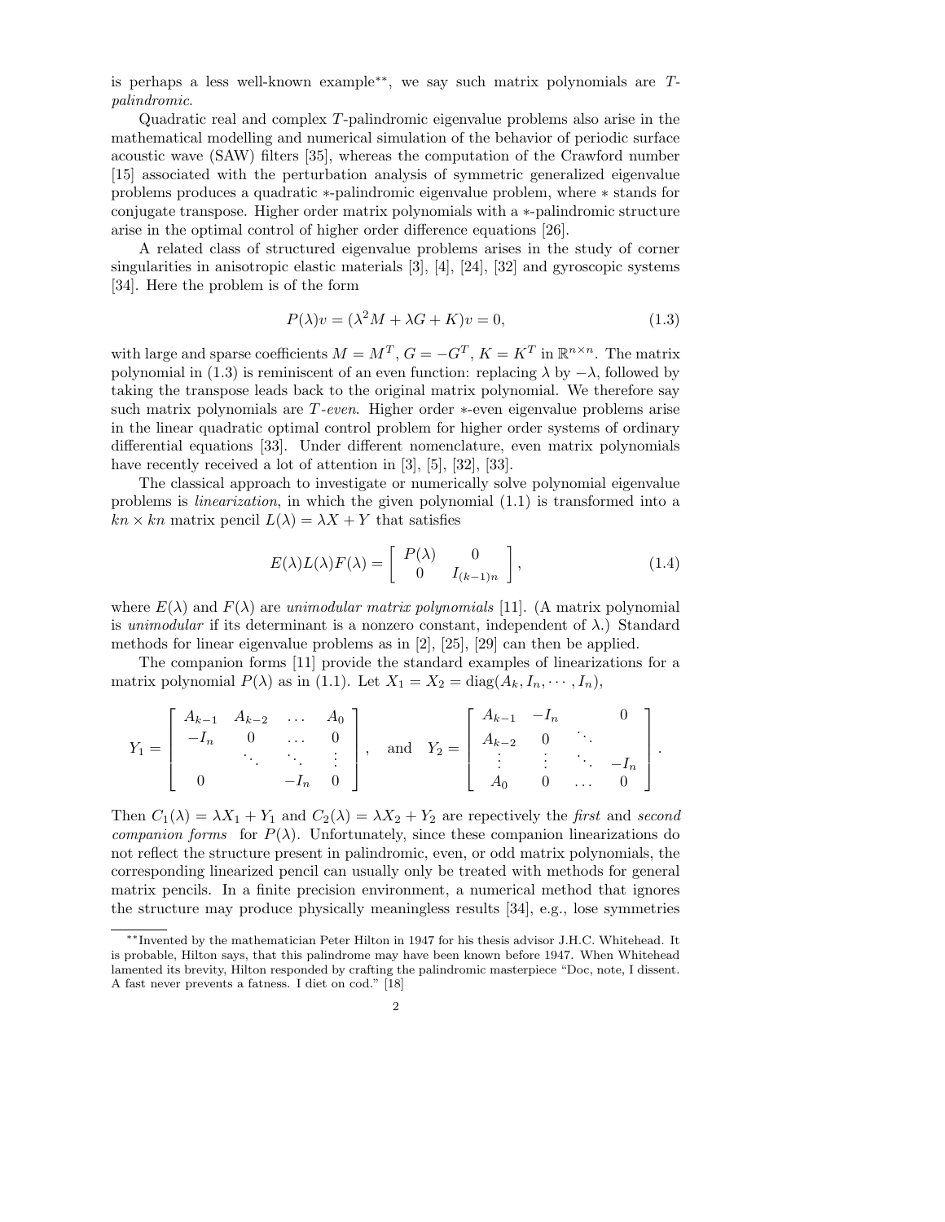is perhaps a less well-known example**, we say such matrix polynomials are *T-palindromic*.

Quadratic real and complex $T$-palindromic eigenvalue problems also arise in the mathematical modelling and numerical simulation of the behavior of periodic surface acoustic wave (SAW) filters [35], whereas the computation of the Crawford number [15] associated with the perturbation analysis of symmetric generalized eigenvalue problems produces a quadratic $*$-palindromic eigenvalue problem, where $*$ stands for conjugate transpose. Higher order matrix polynomials with a $*$-palindromic structure arise in the optimal control of higher order difference equations [26].

A related class of structured eigenvalue problems arises in the study of corner singularities in anisotropic elastic materials [3], [4], [24], [32] and gyroscopic systems [34]. Here the problem is of the form

$$P(\lambda)v = (\lambda^2 M + \lambda G + K)v = 0, \tag{1.3}$$

with large and sparse coefficients $M = M^T$, $G = -G^T$, $K = K^T$ in $\mathbb{R}^{n\times n}$. The matrix polynomial in (1.3) is reminiscent of an even function: replacing $\lambda$ by $-\lambda$, followed by taking the transpose leads back to the original matrix polynomial. We therefore say such matrix polynomials are *T-even*. Higher order $*$-even eigenvalue problems arise in the linear quadratic optimal control problem for higher order systems of ordinary differential equations [33]. Under different nomenclature, even matrix polynomials have recently received a lot of attention in [3], [5], [32], [33].

The classical approach to investigate or numerically solve polynomial eigenvalue problems is *linearization*, in which the given polynomial (1.1) is transformed into a $kn \times kn$ matrix pencil $L(\lambda) = \lambda X + Y$ that satisfies

$$E(\lambda)L(\lambda)F(\lambda) = \begin{bmatrix} P(\lambda) & 0 \\ 0 & I_{(k-1)n} \end{bmatrix}, \tag{1.4}$$

where $E(\lambda)$ and $F(\lambda)$ are *unimodular matrix polynomials* [11]. (A matrix polynomial is *unimodular* if its determinant is a nonzero constant, independent of $\lambda$.) Standard methods for linear eigenvalue problems as in [2], [25], [29] can then be applied.

The companion forms [11] provide the standard examples of linearizations for a matrix polynomial $P(\lambda)$ as in (1.1). Let $X_1 = X_2 = \mathrm{diag}(A_k, I_n, \cdots, I_n)$,

$$Y_1 = \begin{bmatrix} A_{k-1} & A_{k-2} & \dots & A_0 \\ -I_n & 0 & \dots & 0 \\ & \ddots & \ddots & \vdots \\ 0 & & -I_n & 0 \end{bmatrix}, \quad \text{and} \quad Y_2 = \begin{bmatrix} A_{k-1} & -I_n & & 0 \\ A_{k-2} & 0 & \ddots & \\ \vdots & \vdots & \ddots & -I_n \\ A_0 & 0 & \dots & 0 \end{bmatrix}.$$

Then $C_1(\lambda) = \lambda X_1 + Y_1$ and $C_2(\lambda) = \lambda X_2 + Y_2$ are repectively the *first* and *second companion forms* for $P(\lambda)$. Unfortunately, since these companion linearizations do not reflect the structure present in palindromic, even, or odd matrix polynomials, the corresponding linearized pencil can usually only be treated with methods for general matrix pencils. In a finite precision environment, a numerical method that ignores the structure may produce physically meaningless results [34], e.g., lose symmetries

**Invented by the mathematician Peter Hilton in 1947 for his thesis advisor J.H.C. Whitehead. It is probable, Hilton says, that this palindrome may have been known before 1947. When Whitehead lamented its brevity, Hilton responded by crafting the palindromic masterpiece "Doc, note, I dissent. A fast never prevents a fatness. I diet on cod." [18]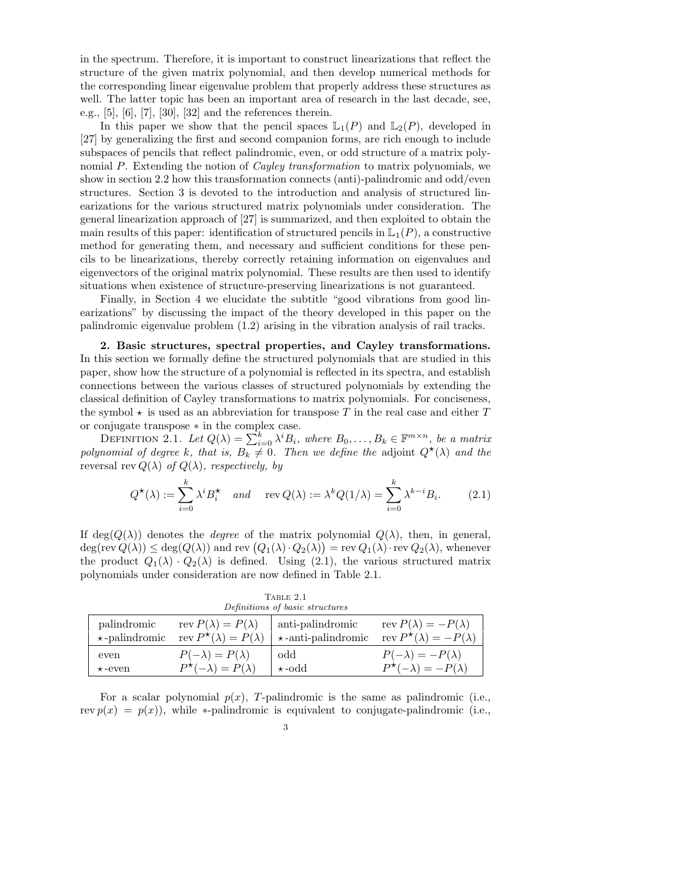in the spectrum. Therefore, it is important to construct linearizations that reflect the structure of the given matrix polynomial, and then develop numerical methods for the corresponding linear eigenvalue problem that properly address these structures as well. The latter topic has been an important area of research in the last decade, see, e.g., [5], [6], [7], [30], [32] and the references therein.

In this paper we show that the pencil spaces $\mathbb{L}_1(P)$ and $\mathbb{L}_2(P)$, developed in [27] by generalizing the first and second companion forms, are rich enough to include subspaces of pencils that reflect palindromic, even, or odd structure of a matrix polynomial $P$. Extending the notion of *Cayley transformation* to matrix polynomials, we show in section 2.2 how this transformation connects (anti)-palindromic and odd/even structures. Section 3 is devoted to the introduction and analysis of structured linearizations for the various structured matrix polynomials under consideration. The general linearization approach of [27] is summarized, and then exploited to obtain the main results of this paper: identification of structured pencils in $\mathbb{L}_1(P)$, a constructive method for generating them, and necessary and sufficient conditions for these pencils to be linearizations, thereby correctly retaining information on eigenvalues and eigenvectors of the original matrix polynomial. These results are then used to identify situations when existence of structure-preserving linearizations is not guaranteed.

Finally, in Section 4 we elucidate the subtitle "good vibrations from good linearizations" by discussing the impact of the theory developed in this paper on the palindromic eigenvalue problem (1.2) arising in the vibration analysis of rail tracks.

## 2. Basic structures, spectral properties, and Cayley transformations.

In this section we formally define the structured polynomials that are studied in this paper, show how the structure of a polynomial is reflected in its spectra, and establish connections between the various classes of structured polynomials by extending the classical definition of Cayley transformations to matrix polynomials. For conciseness, the symbol $\star$ is used as an abbreviation for transpose $T$ in the real case and either $T$ or conjugate transpose $*$ in the complex case.

Definition 2.1. *Let $Q(\lambda) = \sum_{i=0}^{k} \lambda^i B_i$, where $B_0, \ldots, B_k \in \mathbb{F}^{m\times n}$, be a matrix polynomial of degree $k$, that is, $B_k \neq 0$. Then we define the* adjoint $Q^\star(\lambda)$ *and the* reversal $\operatorname{rev} Q(\lambda)$ *of $Q(\lambda)$, respectively, by*

$$Q^\star(\lambda) := \sum_{i=0}^{k} \lambda^i B_i^\star \quad \text{and} \quad \operatorname{rev} Q(\lambda) := \lambda^k Q(1/\lambda) = \sum_{i=0}^{k} \lambda^{k-i} B_i. \tag{2.1}$$

If $\deg(Q(\lambda))$ denotes the *degree* of the matrix polynomial $Q(\lambda)$, then, in general, $\deg(\operatorname{rev} Q(\lambda)) \leq \deg(Q(\lambda))$ and $\operatorname{rev}\big(Q_1(\lambda)\cdot Q_2(\lambda)\big) = \operatorname{rev} Q_1(\lambda)\cdot \operatorname{rev} Q_2(\lambda)$, whenever the product $Q_1(\lambda)\cdot Q_2(\lambda)$ is defined. Using (2.1), the various structured matrix polynomials under consideration are now defined in Table 2.1.

Table 2.1
*Definitions of basic structures*

| | | | |
|---|---|---|---|
| palindromic | $\operatorname{rev} P(\lambda) = P(\lambda)$ | anti-palindromic | $\operatorname{rev} P(\lambda) = -P(\lambda)$ |
| $\star$-palindromic | $\operatorname{rev} P^\star(\lambda) = P(\lambda)$ | $\star$-anti-palindromic | $\operatorname{rev} P^\star(\lambda) = -P(\lambda)$ |
| even | $P(-\lambda) = P(\lambda)$ | odd | $P(-\lambda) = -P(\lambda)$ |
| $\star$-even | $P^\star(-\lambda) = P(\lambda)$ | $\star$-odd | $P^\star(-\lambda) = -P(\lambda)$ |

For a scalar polynomial $p(x)$, $T$-palindromic is the same as palindromic (i.e., $\operatorname{rev} p(x) = p(x)$), while $*$-palindromic is equivalent to conjugate-palindromic (i.e.,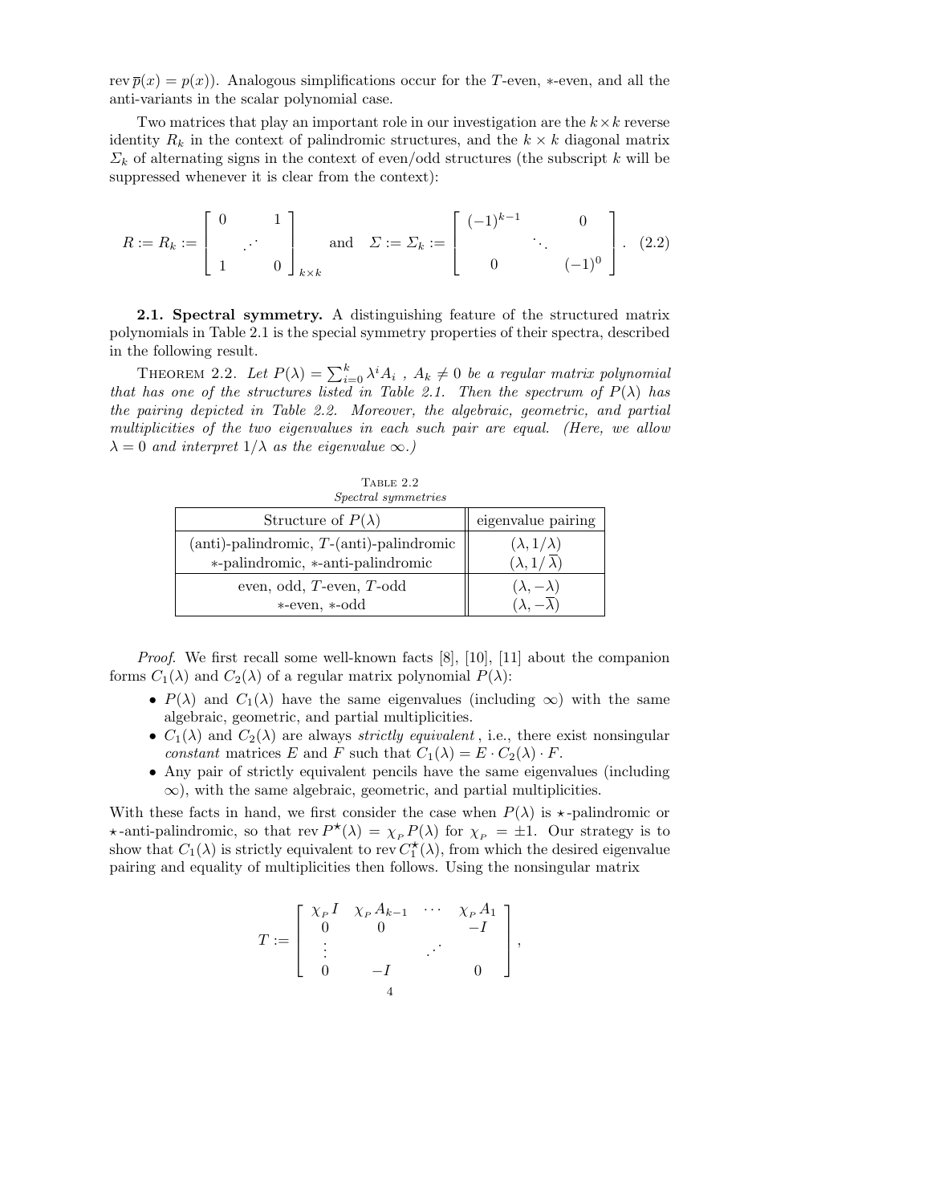$\operatorname{rev} \overline{p}(x) = p(x)$). Analogous simplifications occur for the $T$-even, $*$-even, and all the anti-variants in the scalar polynomial case.

Two matrices that play an important role in our investigation are the $k \times k$ reverse identity $R_k$ in the context of palindromic structures, and the $k \times k$ diagonal matrix $\Sigma_k$ of alternating signs in the context of even/odd structures (the subscript $k$ will be suppressed whenever it is clear from the context):

$$R := R_k := \begin{bmatrix} 0 & & 1 \\ & \cdot^{\cdot^{\cdot}} & \\ 1 & & 0 \end{bmatrix}_{k \times k} \quad \text{and} \quad \Sigma := \Sigma_k := \begin{bmatrix} (-1)^{k-1} & & 0 \\ & \ddots & \\ 0 & & (-1)^0 \end{bmatrix}. \quad (2.2)$$

**2.1. Spectral symmetry.** A distinguishing feature of the structured matrix polynomials in Table 2.1 is the special symmetry properties of their spectra, described in the following result.

THEOREM 2.2. *Let $P(\lambda) = \sum_{i=0}^{k} \lambda^i A_i$ , $A_k \neq 0$ be a regular matrix polynomial that has one of the structures listed in Table 2.1. Then the spectrum of $P(\lambda)$ has the pairing depicted in Table 2.2. Moreover, the algebraic, geometric, and partial multiplicities of the two eigenvalues in each such pair are equal. (Here, we allow $\lambda = 0$ and interpret $1/\lambda$ as the eigenvalue $\infty$.)*

TABLE 2.2
*Spectral symmetries*

| Structure of $P(\lambda)$ | eigenvalue pairing |
|---|---|
| (anti)-palindromic, $T$-(anti)-palindromic | $(\lambda, 1/\lambda)$ |
| $*$-palindromic, $*$-anti-palindromic | $(\lambda, 1/\overline{\lambda})$ |
| even, odd, $T$-even, $T$-odd | $(\lambda, -\lambda)$ |
| $*$-even, $*$-odd | $(\lambda, -\overline{\lambda})$ |

*Proof.* We first recall some well-known facts [8], [10], [11] about the companion forms $C_1(\lambda)$ and $C_2(\lambda)$ of a regular matrix polynomial $P(\lambda)$:

- $P(\lambda)$ and $C_1(\lambda)$ have the same eigenvalues (including $\infty$) with the same algebraic, geometric, and partial multiplicities.
- $C_1(\lambda)$ and $C_2(\lambda)$ are always *strictly equivalent*, i.e., there exist nonsingular *constant* matrices $E$ and $F$ such that $C_1(\lambda) = E \cdot C_2(\lambda) \cdot F$.
- Any pair of strictly equivalent pencils have the same eigenvalues (including $\infty$), with the same algebraic, geometric, and partial multiplicities.

With these facts in hand, we first consider the case when $P(\lambda)$ is $\star$-palindromic or $\star$-anti-palindromic, so that $\operatorname{rev} P^\star(\lambda) = \chi_P P(\lambda)$ for $\chi_P = \pm 1$. Our strategy is to show that $C_1(\lambda)$ is strictly equivalent to $\operatorname{rev} C_1^\star(\lambda)$, from which the desired eigenvalue pairing and equality of multiplicities then follows. Using the nonsingular matrix

$$T := \begin{bmatrix} \chi_P I & \chi_P A_{k-1} & \cdots & \chi_P A_1 \\ 0 & 0 & & -I \\ \vdots & & \cdot^{\cdot^{\cdot}} & \\ 0 & -I & & 0 \end{bmatrix},$$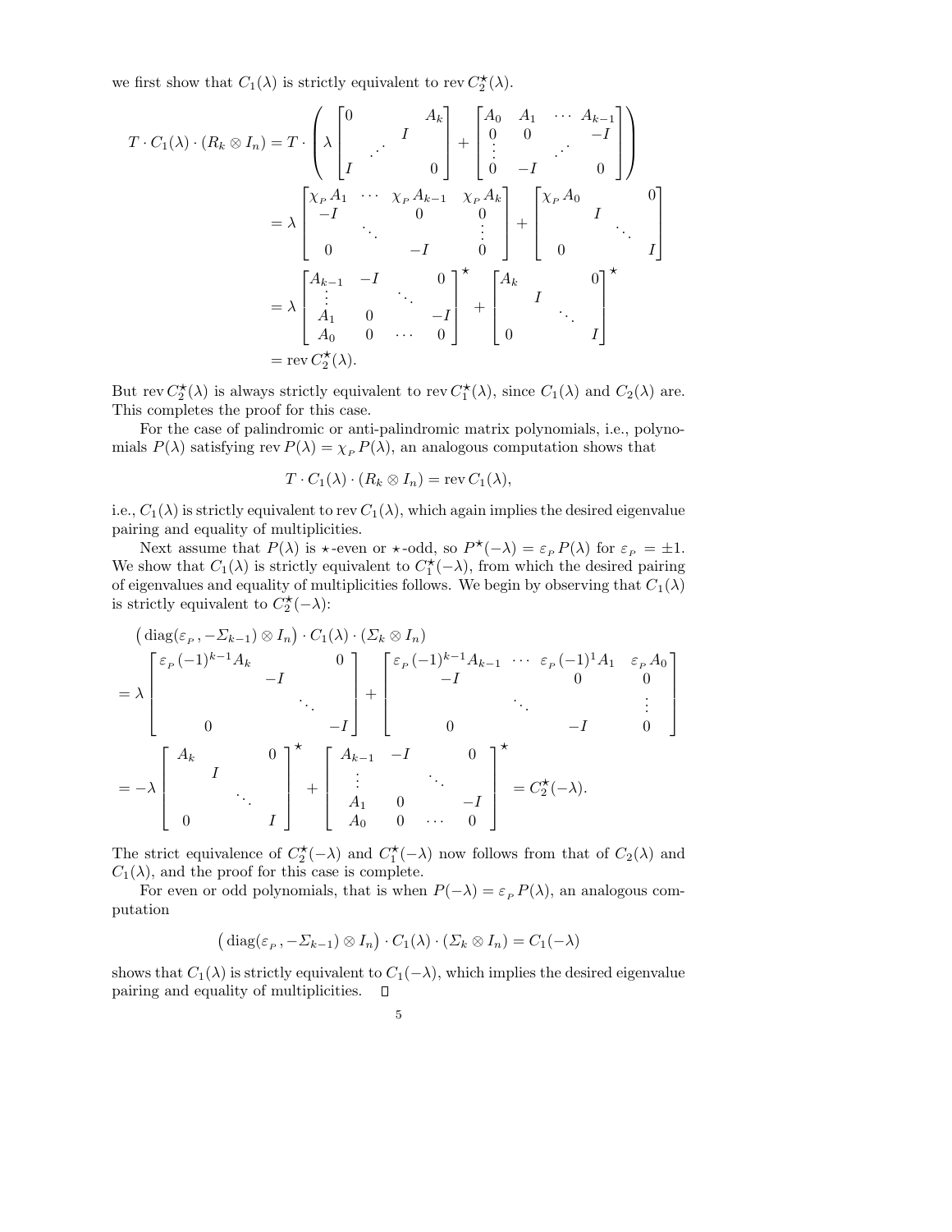we first show that $C_1(\lambda)$ is strictly equivalent to $\operatorname{rev} C_2^\star(\lambda)$.

$$
\begin{aligned}
T \cdot C_1(\lambda) \cdot (R_k \otimes I_n) &= T \cdot \left( \lambda \begin{bmatrix} 0 & & & A_k \\ & & I & \\ & \iddots & & \\ I & & & 0 \end{bmatrix} + \begin{bmatrix} A_0 & A_1 & \cdots & A_{k-1} \\ 0 & 0 & & -I \\ \vdots & & \iddots & \\ 0 & -I & & 0 \end{bmatrix} \right) \\
&= \lambda \begin{bmatrix} \chi_{_P} A_1 & \cdots & \chi_{_P} A_{k-1} & \chi_{_P} A_k \\ -I & & 0 & 0 \\ & \ddots & & \vdots \\ 0 & & -I & 0 \end{bmatrix} + \begin{bmatrix} \chi_{_P} A_0 & & & 0 \\ & I & & \\ & & \ddots & \\ 0 & & & I \end{bmatrix} \\
&= \lambda \begin{bmatrix} A_{k-1} & -I & & 0 \\ \vdots & & \ddots & \\ A_1 & 0 & & -I \\ A_0 & 0 & \cdots & 0 \end{bmatrix}^\star + \begin{bmatrix} A_k & & & 0 \\ & I & & \\ & & \ddots & \\ 0 & & & I \end{bmatrix}^\star \\
&= \operatorname{rev} C_2^\star(\lambda).
\end{aligned}
$$

But $\operatorname{rev} C_2^\star(\lambda)$ is always strictly equivalent to $\operatorname{rev} C_1^\star(\lambda)$, since $C_1(\lambda)$ and $C_2(\lambda)$ are. This completes the proof for this case.

For the case of palindromic or anti-palindromic matrix polynomials, i.e., polynomials $P(\lambda)$ satisfying $\operatorname{rev} P(\lambda) = \chi_{_P} P(\lambda)$, an analogous computation shows that

$$
T \cdot C_1(\lambda) \cdot (R_k \otimes I_n) = \operatorname{rev} C_1(\lambda),
$$

i.e., $C_1(\lambda)$ is strictly equivalent to $\operatorname{rev} C_1(\lambda)$, which again implies the desired eigenvalue pairing and equality of multiplicities.

Next assume that $P(\lambda)$ is $\star$-even or $\star$-odd, so $P^\star(-\lambda) = \varepsilon_{_P} P(\lambda)$ for $\varepsilon_{_P} = \pm 1$. We show that $C_1(\lambda)$ is strictly equivalent to $C_1^\star(-\lambda)$, from which the desired pairing of eigenvalues and equality of multiplicities follows. We begin by observing that $C_1(\lambda)$ is strictly equivalent to $C_2^\star(-\lambda)$:

$$
\begin{aligned}
&\big(\operatorname{diag}(\varepsilon_{_P}, -\Sigma_{k-1}) \otimes I_n\big) \cdot C_1(\lambda) \cdot (\Sigma_k \otimes I_n) \\
&= \lambda \begin{bmatrix} \varepsilon_{_P}(-1)^{k-1} A_k & & & 0 \\ & -I & & \\ & & \ddots & \\ 0 & & & -I \end{bmatrix} + \begin{bmatrix} \varepsilon_{_P}(-1)^{k-1} A_{k-1} & \cdots & \varepsilon_{_P}(-1)^1 A_1 & \varepsilon_{_P} A_0 \\ -I & & 0 & 0 \\ & \ddots & & \vdots \\ 0 & & -I & 0 \end{bmatrix} \\
&= -\lambda \begin{bmatrix} A_k & & & 0 \\ & I & & \\ & & \ddots & \\ 0 & & & I \end{bmatrix}^\star + \begin{bmatrix} A_{k-1} & -I & & 0 \\ \vdots & & \ddots & \\ A_1 & 0 & & -I \\ A_0 & 0 & \cdots & 0 \end{bmatrix}^\star = C_2^\star(-\lambda).
\end{aligned}
$$

The strict equivalence of $C_2^\star(-\lambda)$ and $C_1^\star(-\lambda)$ now follows from that of $C_2(\lambda)$ and $C_1(\lambda)$, and the proof for this case is complete.

For even or odd polynomials, that is when $P(-\lambda) = \varepsilon_{_P} P(\lambda)$, an analogous computation

$$
\big(\operatorname{diag}(\varepsilon_{_P}, -\Sigma_{k-1}) \otimes I_n\big) \cdot C_1(\lambda) \cdot (\Sigma_k \otimes I_n) = C_1(-\lambda)
$$

shows that $C_1(\lambda)$ is strictly equivalent to $C_1(-\lambda)$, which implies the desired eigenvalue pairing and equality of multiplicities. $\square$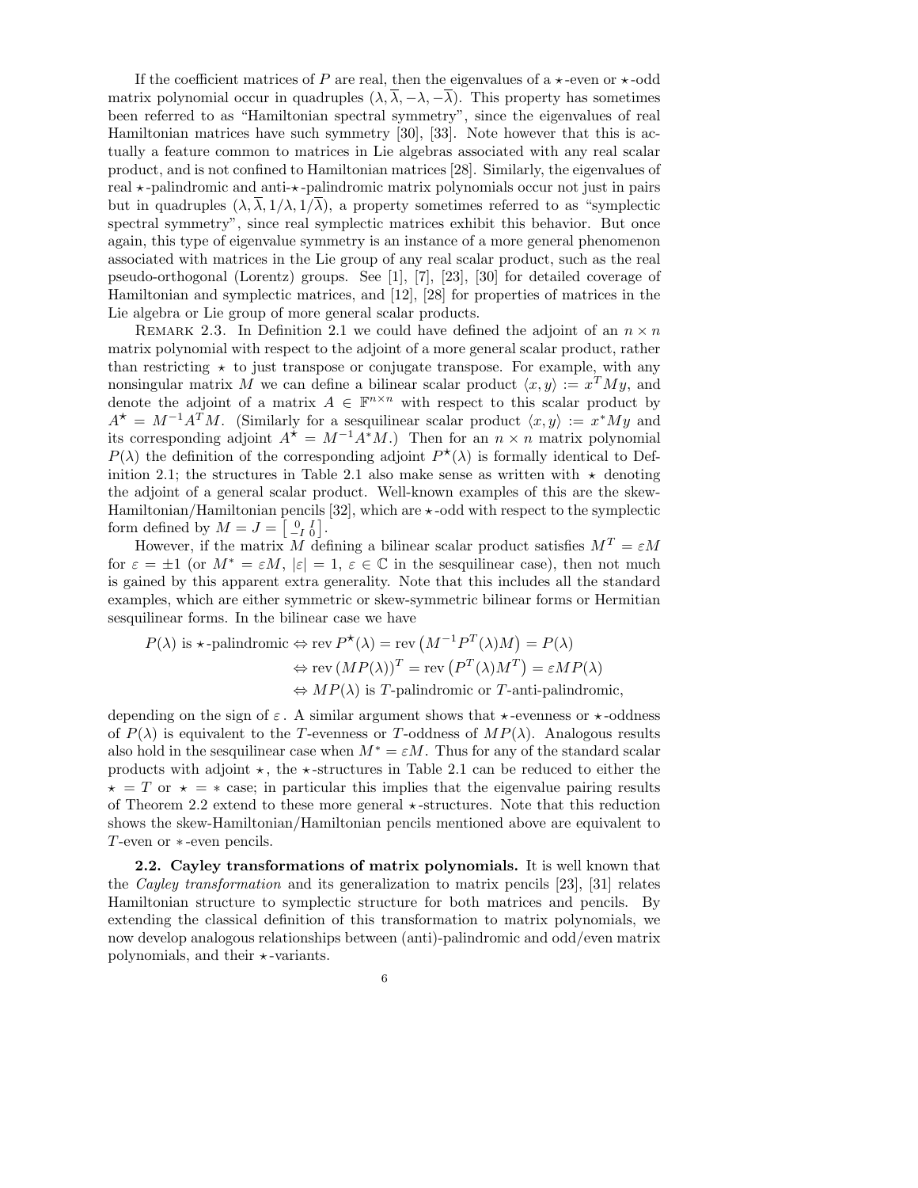If the coefficient matrices of $P$ are real, then the eigenvalues of a $\star$-even or $\star$-odd matrix polynomial occur in quadruples $(\lambda, \overline{\lambda}, -\lambda, -\overline{\lambda})$. This property has sometimes been referred to as "Hamiltonian spectral symmetry", since the eigenvalues of real Hamiltonian matrices have such symmetry [30], [33]. Note however that this is actually a feature common to matrices in Lie algebras associated with any real scalar product, and is not confined to Hamiltonian matrices [28]. Similarly, the eigenvalues of real $\star$-palindromic and anti-$\star$-palindromic matrix polynomials occur not just in pairs but in quadruples $(\lambda, \overline{\lambda}, 1/\lambda, 1/\overline{\lambda})$, a property sometimes referred to as "symplectic spectral symmetry", since real symplectic matrices exhibit this behavior. But once again, this type of eigenvalue symmetry is an instance of a more general phenomenon associated with matrices in the Lie group of any real scalar product, such as the real pseudo-orthogonal (Lorentz) groups. See [1], [7], [23], [30] for detailed coverage of Hamiltonian and symplectic matrices, and [12], [28] for properties of matrices in the Lie algebra or Lie group of more general scalar products.

Remark 2.3. In Definition 2.1 we could have defined the adjoint of an $n \times n$ matrix polynomial with respect to the adjoint of a more general scalar product, rather than restricting $\star$ to just transpose or conjugate transpose. For example, with any nonsingular matrix $M$ we can define a bilinear scalar product $\langle x, y \rangle := x^T M y$, and denote the adjoint of a matrix $A \in \mathbb{F}^{n \times n}$ with respect to this scalar product by $A^\star = M^{-1} A^T M$. (Similarly for a sesquilinear scalar product $\langle x, y \rangle := x^* M y$ and its corresponding adjoint $A^\star = M^{-1} A^* M$.) Then for an $n \times n$ matrix polynomial $P(\lambda)$ the definition of the corresponding adjoint $P^\star(\lambda)$ is formally identical to Definition 2.1; the structures in Table 2.1 also make sense as written with $\star$ denoting the adjoint of a general scalar product. Well-known examples of this are the skew-Hamiltonian/Hamiltonian pencils [32], which are $\star$-odd with respect to the symplectic form defined by $M = J = \left[\begin{smallmatrix} 0 & I \\ -I & 0 \end{smallmatrix}\right]$.

However, if the matrix $M$ defining a bilinear scalar product satisfies $M^T = \varepsilon M$ for $\varepsilon = \pm 1$ (or $M^* = \varepsilon M$, $|\varepsilon| = 1$, $\varepsilon \in \mathbb{C}$ in the sesquilinear case), then not much is gained by this apparent extra generality. Note that this includes all the standard examples, which are either symmetric or skew-symmetric bilinear forms or Hermitian sesquilinear forms. In the bilinear case we have

$$
\begin{aligned}
P(\lambda) \text{ is } \star\text{-palindromic} &\Leftrightarrow \operatorname{rev} P^\star(\lambda) = \operatorname{rev}\left(M^{-1} P^T(\lambda) M\right) = P(\lambda) \\
&\Leftrightarrow \operatorname{rev}\left(M P(\lambda)\right)^T = \operatorname{rev}\left(P^T(\lambda) M^T\right) = \varepsilon M P(\lambda) \\
&\Leftrightarrow M P(\lambda) \text{ is } T\text{-palindromic or } T\text{-anti-palindromic,}
\end{aligned}
$$

depending on the sign of $\varepsilon$. A similar argument shows that $\star$-evenness or $\star$-oddness of $P(\lambda)$ is equivalent to the $T$-evenness or $T$-oddness of $MP(\lambda)$. Analogous results also hold in the sesquilinear case when $M^* = \varepsilon M$. Thus for any of the standard scalar products with adjoint $\star$, the $\star$-structures in Table 2.1 can be reduced to either the $\star = T$ or $\star = *$ case; in particular this implies that the eigenvalue pairing results of Theorem 2.2 extend to these more general $\star$-structures. Note that this reduction shows the skew-Hamiltonian/Hamiltonian pencils mentioned above are equivalent to $T$-even or $*$-even pencils.

**2.2. Cayley transformations of matrix polynomials.** It is well known that the *Cayley transformation* and its generalization to matrix pencils [23], [31] relates Hamiltonian structure to symplectic structure for both matrices and pencils. By extending the classical definition of this transformation to matrix polynomials, we now develop analogous relationships between (anti)-palindromic and odd/even matrix polynomials, and their $\star$-variants.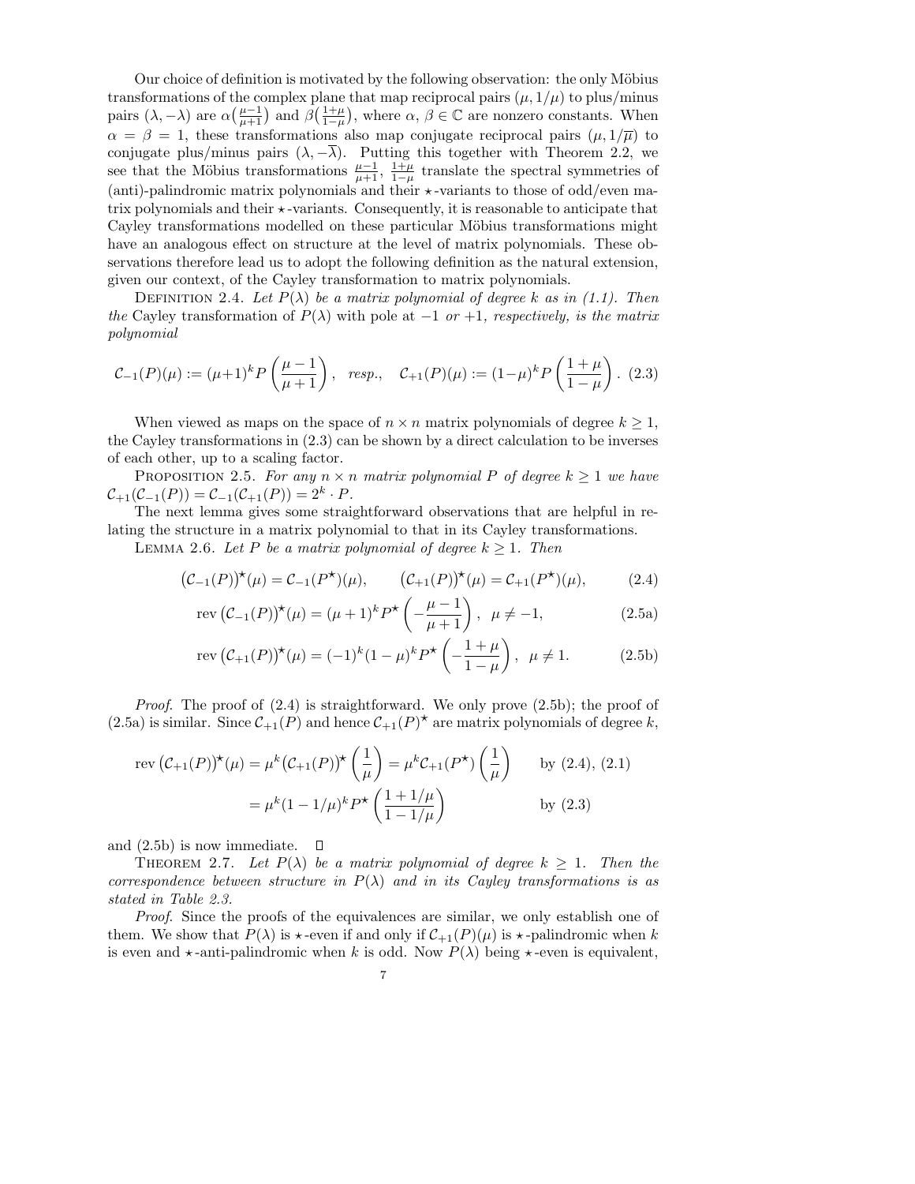Our choice of definition is motivated by the following observation: the only Möbius transformations of the complex plane that map reciprocal pairs $(\mu, 1/\mu)$ to plus/minus pairs $(\lambda, -\lambda)$ are $\alpha\big(\frac{\mu-1}{\mu+1}\big)$ and $\beta\big(\frac{1+\mu}{1-\mu}\big)$, where $\alpha, \beta \in \mathbb{C}$ are nonzero constants. When $\alpha = \beta = 1$, these transformations also map conjugate reciprocal pairs $(\mu, 1/\overline{\mu})$ to conjugate plus/minus pairs $(\lambda, -\overline{\lambda})$. Putting this together with Theorem 2.2, we see that the Möbius transformations $\frac{\mu-1}{\mu+1}$, $\frac{1+\mu}{1-\mu}$ translate the spectral symmetries of (anti)-palindromic matrix polynomials and their $\star$-variants to those of odd/even matrix polynomials and their $\star$-variants. Consequently, it is reasonable to anticipate that Cayley transformations modelled on these particular Möbius transformations might have an analogous effect on structure at the level of matrix polynomials. These observations therefore lead us to adopt the following definition as the natural extension, given our context, of the Cayley transformation to matrix polynomials.

Definition 2.4. *Let $P(\lambda)$ be a matrix polynomial of degree $k$ as in (1.1). Then the* Cayley transformation *of $P(\lambda)$ with pole at $-1$ or $+1$, respectively, is the matrix polynomial*

$$\mathcal{C}_{-1}(P)(\mu) := (\mu+1)^k P\left(\frac{\mu-1}{\mu+1}\right), \quad \text{resp.,} \quad \mathcal{C}_{+1}(P)(\mu) := (1-\mu)^k P\left(\frac{1+\mu}{1-\mu}\right). \tag{2.3}$$

When viewed as maps on the space of $n \times n$ matrix polynomials of degree $k \geq 1$, the Cayley transformations in (2.3) can be shown by a direct calculation to be inverses of each other, up to a scaling factor.

Proposition 2.5. *For any $n \times n$ matrix polynomial $P$ of degree $k \geq 1$ we have $\mathcal{C}_{+1}(\mathcal{C}_{-1}(P)) = \mathcal{C}_{-1}(\mathcal{C}_{+1}(P)) = 2^k \cdot P$.*

The next lemma gives some straightforward observations that are helpful in relating the structure in a matrix polynomial to that in its Cayley transformations.

Lemma 2.6. *Let $P$ be a matrix polynomial of degree $k \geq 1$. Then*

$$\big(\mathcal{C}_{-1}(P)\big)^\star(\mu) = \mathcal{C}_{-1}(P^\star)(\mu), \qquad \big(\mathcal{C}_{+1}(P)\big)^\star(\mu) = \mathcal{C}_{+1}(P^\star)(\mu), \tag{2.4}$$

$$\operatorname{rev}\big(\mathcal{C}_{-1}(P)\big)^\star(\mu) = (\mu+1)^k P^\star\left(-\frac{\mu-1}{\mu+1}\right), \quad \mu \neq -1, \tag{2.5a}$$

$$\operatorname{rev}\big(\mathcal{C}_{+1}(P)\big)^\star(\mu) = (-1)^k(1-\mu)^k P^\star\left(-\frac{1+\mu}{1-\mu}\right), \quad \mu \neq 1. \tag{2.5b}$$

*Proof.* The proof of (2.4) is straightforward. We only prove (2.5b); the proof of (2.5a) is similar. Since $\mathcal{C}_{+1}(P)$ and hence $\mathcal{C}_{+1}(P)^\star$ are matrix polynomials of degree $k$,

$$\begin{aligned}
\operatorname{rev}\big(\mathcal{C}_{+1}(P)\big)^\star(\mu) &= \mu^k \big(\mathcal{C}_{+1}(P)\big)^\star\left(\frac{1}{\mu}\right) = \mu^k \mathcal{C}_{+1}(P^\star)\left(\frac{1}{\mu}\right) && \text{by (2.4), (2.1)} \\
&= \mu^k (1-1/\mu)^k P^\star\left(\frac{1+1/\mu}{1-1/\mu}\right) && \text{by (2.3)}
\end{aligned}$$

and (2.5b) is now immediate. $\square$

Theorem 2.7. *Let $P(\lambda)$ be a matrix polynomial of degree $k \geq 1$. Then the correspondence between structure in $P(\lambda)$ and in its Cayley transformations is as stated in Table 2.3.*

*Proof.* Since the proofs of the equivalences are similar, we only establish one of them. We show that $P(\lambda)$ is $\star$-even if and only if $\mathcal{C}_{+1}(P)(\mu)$ is $\star$-palindromic when $k$ is even and $\star$-anti-palindromic when $k$ is odd. Now $P(\lambda)$ being $\star$-even is equivalent,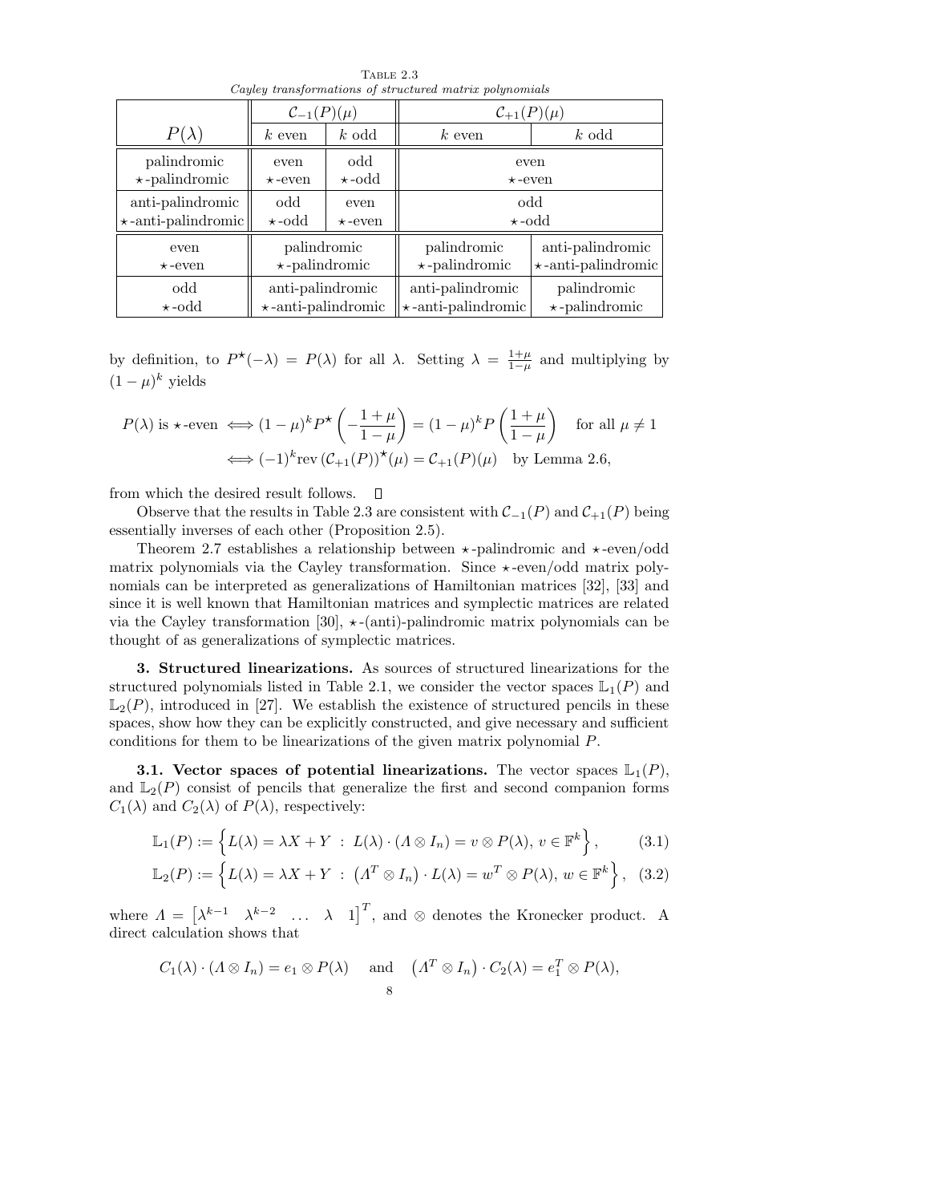TABLE 2.3
*Cayley transformations of structured matrix polynomials*

| $P(\lambda)$ | $\mathcal{C}_{-1}(P)(\mu)$ | | $\mathcal{C}_{+1}(P)(\mu)$ | |
|---|---|---|---|---|
| | $k$ even | $k$ odd | $k$ even | $k$ odd |
| palindromic<br>$\star$-palindromic | even<br>$\star$-even | odd<br>$\star$-odd | even<br>$\star$-even | |
| anti-palindromic<br>$\star$-anti-palindromic | odd<br>$\star$-odd | even<br>$\star$-even | odd<br>$\star$-odd | |
| even<br>$\star$-even | palindromic<br>$\star$-palindromic | | palindromic<br>$\star$-palindromic | anti-palindromic<br>$\star$-anti-palindromic |
| odd<br>$\star$-odd | anti-palindromic<br>$\star$-anti-palindromic | | anti-palindromic<br>$\star$-anti-palindromic | palindromic<br>$\star$-palindromic |

by definition, to $P^\star(-\lambda) = P(\lambda)$ for all $\lambda$. Setting $\lambda = \frac{1+\mu}{1-\mu}$ and multiplying by $(1-\mu)^k$ yields

$$P(\lambda) \text{ is } \star\text{-even} \iff (1-\mu)^k P^\star\left(-\frac{1+\mu}{1-\mu}\right) = (1-\mu)^k P\left(\frac{1+\mu}{1-\mu}\right) \quad \text{for all } \mu \neq 1$$
$$\iff (-1)^k \mathrm{rev}\,(\mathcal{C}_{+1}(P))^\star(\mu) = \mathcal{C}_{+1}(P)(\mu) \quad \text{by Lemma 2.6,}$$

from which the desired result follows. $\square$

Observe that the results in Table 2.3 are consistent with $\mathcal{C}_{-1}(P)$ and $\mathcal{C}_{+1}(P)$ being essentially inverses of each other (Proposition 2.5).

Theorem 2.7 establishes a relationship between $\star$-palindromic and $\star$-even/odd matrix polynomials via the Cayley transformation. Since $\star$-even/odd matrix polynomials can be interpreted as generalizations of Hamiltonian matrices [32], [33] and since it is well known that Hamiltonian matrices and symplectic matrices are related via the Cayley transformation [30], $\star$-(anti)-palindromic matrix polynomials can be thought of as generalizations of symplectic matrices.

## 3. Structured linearizations.

As sources of structured linearizations for the structured polynomials listed in Table 2.1, we consider the vector spaces $\mathbb{L}_1(P)$ and $\mathbb{L}_2(P)$, introduced in [27]. We establish the existence of structured pencils in these spaces, show how they can be explicitly constructed, and give necessary and sufficient conditions for them to be linearizations of the given matrix polynomial $P$.

### 3.1. Vector spaces of potential linearizations.

The vector spaces $\mathbb{L}_1(P)$, and $\mathbb{L}_2(P)$ consist of pencils that generalize the first and second companion forms $C_1(\lambda)$ and $C_2(\lambda)$ of $P(\lambda)$, respectively:

$$\mathbb{L}_1(P) := \left\{ L(\lambda) = \lambda X + Y \;:\; L(\lambda)\cdot(\Lambda \otimes I_n) = v \otimes P(\lambda),\ v \in \mathbb{F}^k \right\}, \tag{3.1}$$

$$\mathbb{L}_2(P) := \left\{ L(\lambda) = \lambda X + Y \;:\; \left(\Lambda^T \otimes I_n\right)\cdot L(\lambda) = w^T \otimes P(\lambda),\ w \in \mathbb{F}^k \right\}, \tag{3.2}$$

where $\Lambda = \begin{bmatrix} \lambda^{k-1} & \lambda^{k-2} & \dots & \lambda & 1 \end{bmatrix}^T$, and $\otimes$ denotes the Kronecker product. A direct calculation shows that

$$C_1(\lambda)\cdot(\Lambda \otimes I_n) = e_1 \otimes P(\lambda) \quad \text{and} \quad \left(\Lambda^T \otimes I_n\right)\cdot C_2(\lambda) = e_1^T \otimes P(\lambda),$$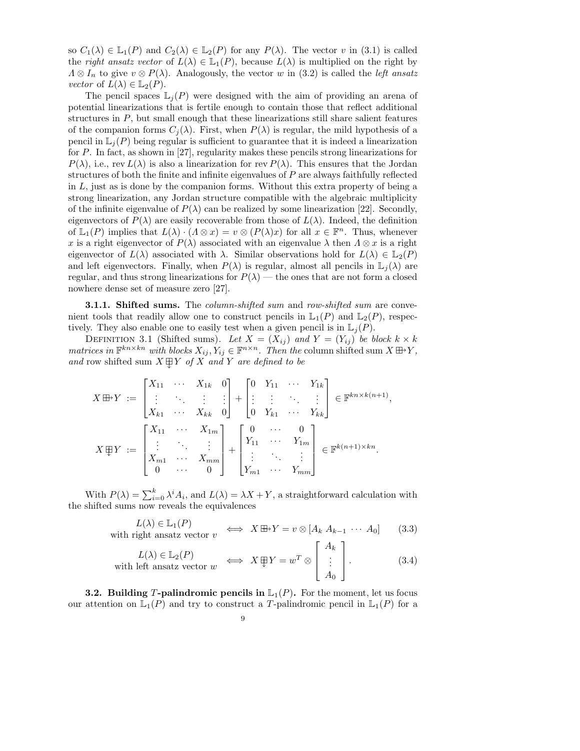so $C_1(\lambda) \in \mathbb{L}_1(P)$ and $C_2(\lambda) \in \mathbb{L}_2(P)$ for any $P(\lambda)$. The vector $v$ in (3.1) is called the *right ansatz vector* of $L(\lambda) \in \mathbb{L}_1(P)$, because $L(\lambda)$ is multiplied on the right by $\Lambda \otimes I_n$ to give $v \otimes P(\lambda)$. Analogously, the vector $w$ in (3.2) is called the *left ansatz vector* of $L(\lambda) \in \mathbb{L}_2(P)$.

The pencil spaces $\mathbb{L}_j(P)$ were designed with the aim of providing an arena of potential linearizations that is fertile enough to contain those that reflect additional structures in $P$, but small enough that these linearizations still share salient features of the companion forms $C_j(\lambda)$. First, when $P(\lambda)$ is regular, the mild hypothesis of a pencil in $\mathbb{L}_j(P)$ being regular is sufficient to guarantee that it is indeed a linearization for $P$. In fact, as shown in [27], regularity makes these pencils strong linearizations for $P(\lambda)$, i.e., $\operatorname{rev} L(\lambda)$ is also a linearization for $\operatorname{rev} P(\lambda)$. This ensures that the Jordan structures of both the finite and infinite eigenvalues of $P$ are always faithfully reflected in $L$, just as is done by the companion forms. Without this extra property of being a strong linearization, any Jordan structure compatible with the algebraic multiplicity of the infinite eigenvalue of $P(\lambda)$ can be realized by some linearization [22]. Secondly, eigenvectors of $P(\lambda)$ are easily recoverable from those of $L(\lambda)$. Indeed, the definition of $\mathbb{L}_1(P)$ implies that $L(\lambda) \cdot (\Lambda \otimes x) = v \otimes (P(\lambda)x)$ for all $x \in \mathbb{F}^n$. Thus, whenever $x$ is a right eigenvector of $P(\lambda)$ associated with an eigenvalue $\lambda$ then $\Lambda \otimes x$ is a right eigenvector of $L(\lambda)$ associated with $\lambda$. Similar observations hold for $L(\lambda) \in \mathbb{L}_2(P)$ and left eigenvectors. Finally, when $P(\lambda)$ is regular, almost all pencils in $\mathbb{L}_j(\lambda)$ are regular, and thus strong linearizations for $P(\lambda)$ — the ones that are not form a closed nowhere dense set of measure zero [27].

**3.1.1. Shifted sums.** The *column-shifted sum* and *row-shifted sum* are convenient tools that readily allow one to construct pencils in $\mathbb{L}_1(P)$ and $\mathbb{L}_2(P)$, respectively. They also enable one to easily test when a given pencil is in $\mathbb{L}_j(P)$.

Definition 3.1 (Shifted sums). *Let $X = (X_{ij})$ and $Y = (Y_{ij})$ be block $k \times k$ matrices in $\mathbb{F}^{kn \times kn}$ with blocks $X_{ij}, Y_{ij} \in \mathbb{F}^{n \times n}$. Then the* column shifted sum $X \boxplus\!\!\rightarrow Y$, *and* row shifted sum $X \boxplus\!\!\downarrow Y$ *of $X$ and $Y$ are defined to be*

$$
X \boxplus\!\!\rightarrow Y := \begin{bmatrix} X_{11} & \cdots & X_{1k} & 0 \\ \vdots & \ddots & \vdots & \vdots \\ X_{k1} & \cdots & X_{kk} & 0 \end{bmatrix} + \begin{bmatrix} 0 & Y_{11} & \cdots & Y_{1k} \\ \vdots & \vdots & \ddots & \vdots \\ 0 & Y_{k1} & \cdots & Y_{kk} \end{bmatrix} \in \mathbb{F}^{kn \times k(n+1)},
$$

$$
X \boxplus\!\!\downarrow Y := \begin{bmatrix} X_{11} & \cdots & X_{1m} \\ \vdots & \ddots & \vdots \\ X_{m1} & \cdots & X_{mm} \\ 0 & \cdots & 0 \end{bmatrix} + \begin{bmatrix} 0 & \cdots & 0 \\ Y_{11} & \cdots & Y_{1m} \\ \vdots & \ddots & \vdots \\ Y_{m1} & \cdots & Y_{mm} \end{bmatrix} \in \mathbb{F}^{k(n+1) \times kn}.
$$

With $P(\lambda) = \sum_{i=0}^{k} \lambda^i A_i$, and $L(\lambda) = \lambda X + Y$, a straightforward calculation with the shifted sums now reveals the equivalences

$$
\begin{array}{c} L(\lambda) \in \mathbb{L}_1(P) \\ \text{with right ansatz vector } v \end{array} \iff X \boxplus\!\!\rightarrow Y = v \otimes [A_k \ A_{k-1} \ \cdots \ A_0] \tag{3.3}
$$

$$
\begin{array}{c} L(\lambda) \in \mathbb{L}_2(P) \\ \text{with left ansatz vector } w \end{array} \iff X \boxplus\!\!\downarrow Y = w^T \otimes \begin{bmatrix} A_k \\ \vdots \\ A_0 \end{bmatrix}. \tag{3.4}
$$

**3.2. Building $T$-palindromic pencils in $\mathbb{L}_1(P)$.** For the moment, let us focus our attention on $\mathbb{L}_1(P)$ and try to construct a $T$-palindromic pencil in $\mathbb{L}_1(P)$ for a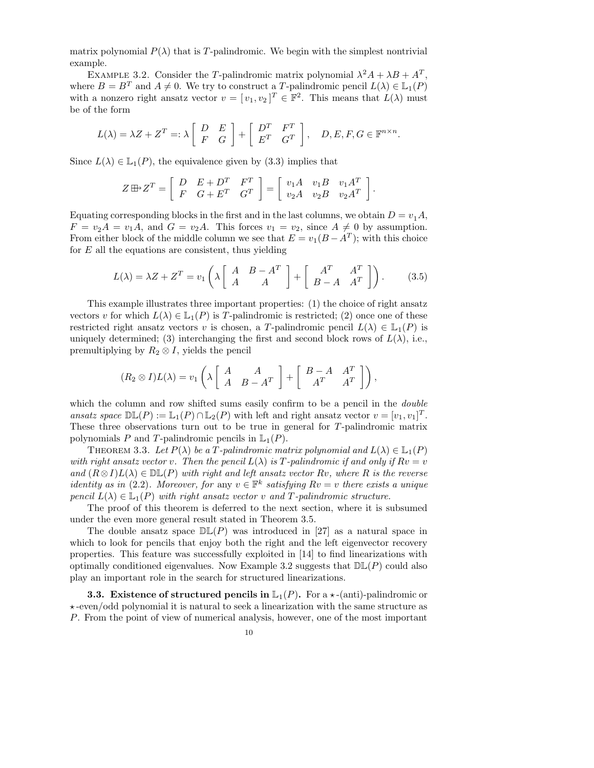matrix polynomial $P(\lambda)$ that is $T$-palindromic. We begin with the simplest nontrivial example.

EXAMPLE 3.2. Consider the $T$-palindromic matrix polynomial $\lambda^2 A + \lambda B + A^T$, where $B = B^T$ and $A \neq 0$. We try to construct a $T$-palindromic pencil $L(\lambda) \in \mathbb{L}_1(P)$ with a nonzero right ansatz vector $v = [\,v_1, v_2\,]^T \in \mathbb{F}^2$. This means that $L(\lambda)$ must be of the form

$$L(\lambda) = \lambda Z + Z^T =: \lambda \begin{bmatrix} D & E \\ F & G \end{bmatrix} + \begin{bmatrix} D^T & F^T \\ E^T & G^T \end{bmatrix}, \quad D, E, F, G \in \mathbb{F}^{n \times n}.$$

Since $L(\lambda) \in \mathbb{L}_1(P)$, the equivalence given by (3.3) implies that

$$Z \boxplus\!\!\rightarrow Z^T = \begin{bmatrix} D & E + D^T & F^T \\ F & G + E^T & G^T \end{bmatrix} = \begin{bmatrix} v_1 A & v_1 B & v_1 A^T \\ v_2 A & v_2 B & v_2 A^T \end{bmatrix}.$$

Equating corresponding blocks in the first and in the last columns, we obtain $D = v_1 A$, $F = v_2 A = v_1 A$, and $G = v_2 A$. This forces $v_1 = v_2$, since $A \neq 0$ by assumption. From either block of the middle column we see that $E = v_1(B - A^T)$; with this choice for $E$ all the equations are consistent, thus yielding

$$L(\lambda) = \lambda Z + Z^T = v_1 \left( \lambda \begin{bmatrix} A & B - A^T \\ A & A \end{bmatrix} + \begin{bmatrix} A^T & A^T \\ B - A & A^T \end{bmatrix} \right). \tag{3.5}$$

This example illustrates three important properties: (1) the choice of right ansatz vectors $v$ for which $L(\lambda) \in \mathbb{L}_1(P)$ is $T$-palindromic is restricted; (2) once one of these restricted right ansatz vectors $v$ is chosen, a $T$-palindromic pencil $L(\lambda) \in \mathbb{L}_1(P)$ is uniquely determined; (3) interchanging the first and second block rows of $L(\lambda)$, i.e., premultiplying by $R_2 \otimes I$, yields the pencil

$$(R_2 \otimes I) L(\lambda) = v_1 \left( \lambda \begin{bmatrix} A & A \\ A & B - A^T \end{bmatrix} + \begin{bmatrix} B - A & A^T \\ A^T & A^T \end{bmatrix} \right),$$

which the column and row shifted sums easily confirm to be a pencil in the *double ansatz space* $\mathbb{DL}(P) := \mathbb{L}_1(P) \cap \mathbb{L}_2(P)$ with left and right ansatz vector $v = [v_1, v_1]^T$. These three observations turn out to be true in general for $T$-palindromic matrix polynomials $P$ and $T$-palindromic pencils in $\mathbb{L}_1(P)$.

THEOREM 3.3. *Let $P(\lambda)$ be a $T$-palindromic matrix polynomial and $L(\lambda) \in \mathbb{L}_1(P)$ with right ansatz vector $v$. Then the pencil $L(\lambda)$ is $T$-palindromic if and only if $Rv = v$ and $(R \otimes I)L(\lambda) \in \mathbb{DL}(P)$ with right and left ansatz vector $Rv$, where $R$ is the reverse identity as in* (2.2). *Moreover, for* any *$v \in \mathbb{F}^k$ satisfying $Rv = v$ there exists a unique pencil $L(\lambda) \in \mathbb{L}_1(P)$ with right ansatz vector $v$ and $T$-palindromic structure.*

The proof of this theorem is deferred to the next section, where it is subsumed under the even more general result stated in Theorem 3.5.

The double ansatz space $\mathbb{DL}(P)$ was introduced in [27] as a natural space in which to look for pencils that enjoy both the right and the left eigenvector recovery properties. This feature was successfully exploited in [14] to find linearizations with optimally conditioned eigenvalues. Now Example 3.2 suggests that $\mathbb{DL}(P)$ could also play an important role in the search for structured linearizations.

### 3.3. Existence of structured pencils in $\mathbb{L}_1(P)$.

For a $\star$-(anti)-palindromic or $\star$-even/odd polynomial it is natural to seek a linearization with the same structure as $P$. From the point of view of numerical analysis, however, one of the most important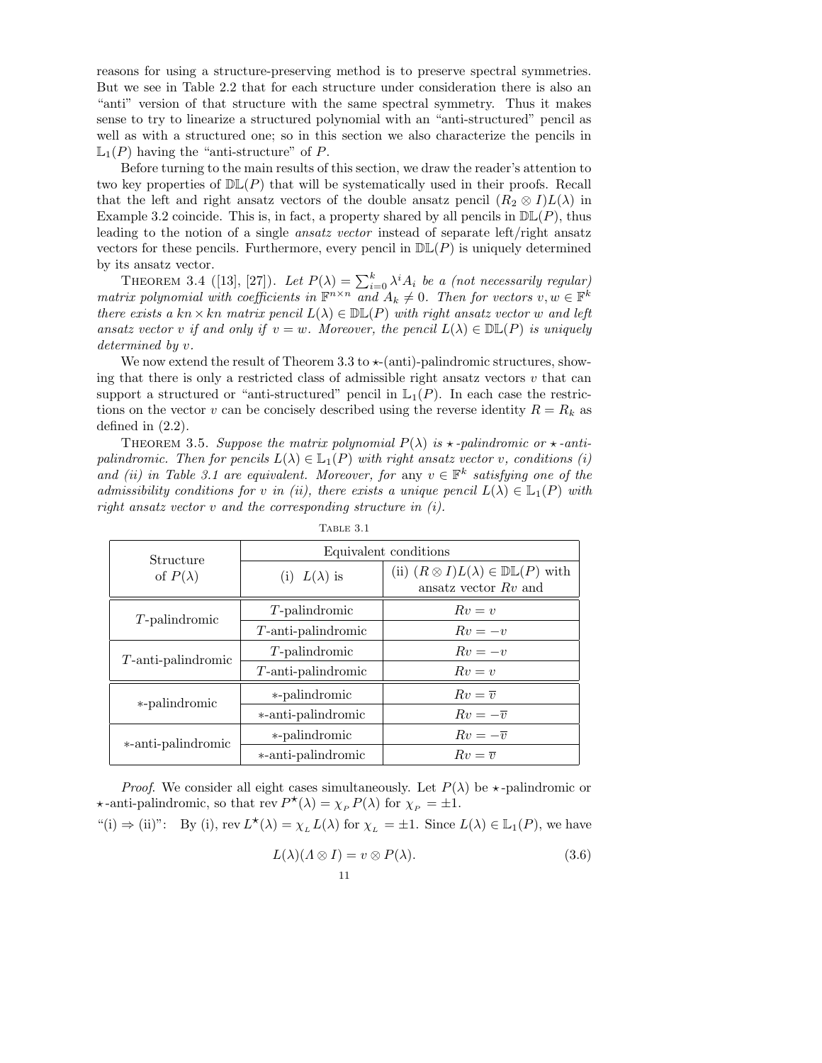reasons for using a structure-preserving method is to preserve spectral symmetries. But we see in Table 2.2 that for each structure under consideration there is also an "anti" version of that structure with the same spectral symmetry. Thus it makes sense to try to linearize a structured polynomial with an "anti-structured" pencil as well as with a structured one; so in this section we also characterize the pencils in $\mathbb{L}_1(P)$ having the "anti-structure" of $P$.

Before turning to the main results of this section, we draw the reader's attention to two key properties of $\mathbb{DL}(P)$ that will be systematically used in their proofs. Recall that the left and right ansatz vectors of the double ansatz pencil $(R_2 \otimes I)L(\lambda)$ in Example 3.2 coincide. This is, in fact, a property shared by all pencils in $\mathbb{DL}(P)$, thus leading to the notion of a single *ansatz vector* instead of separate left/right ansatz vectors for these pencils. Furthermore, every pencil in $\mathbb{DL}(P)$ is uniquely determined by its ansatz vector.

Theorem 3.4 ([13], [27]). *Let $P(\lambda) = \sum_{i=0}^{k} \lambda^i A_i$ be a (not necessarily regular) matrix polynomial with coefficients in $\mathbb{F}^{n\times n}$ and $A_k \neq 0$. Then for vectors $v, w \in \mathbb{F}^k$ there exists a $kn \times kn$ matrix pencil $L(\lambda) \in \mathbb{DL}(P)$ with right ansatz vector $w$ and left ansatz vector $v$ if and only if $v = w$. Moreover, the pencil $L(\lambda) \in \mathbb{DL}(P)$ is uniquely determined by $v$.*

We now extend the result of Theorem 3.3 to $\star$-(anti)-palindromic structures, showing that there is only a restricted class of admissible right ansatz vectors $v$ that can support a structured or "anti-structured" pencil in $\mathbb{L}_1(P)$. In each case the restrictions on the vector $v$ can be concisely described using the reverse identity $R = R_k$ as defined in (2.2).

Theorem 3.5. *Suppose the matrix polynomial $P(\lambda)$ is $\star$-palindromic or $\star$-anti-palindromic. Then for pencils $L(\lambda) \in \mathbb{L}_1(P)$ with right ansatz vector $v$, conditions (i) and (ii) in Table 3.1 are equivalent. Moreover, for* any *$v \in \mathbb{F}^k$ satisfying one of the admissibility conditions for $v$ in (ii), there exists a unique pencil $L(\lambda) \in \mathbb{L}_1(P)$ with right ansatz vector $v$ and the corresponding structure in (i).*

Table 3.1

| Structure of $P(\lambda)$ | Equivalent conditions | |
|---|---|---|
| | (i) $L(\lambda)$ is | (ii) $(R \otimes I)L(\lambda) \in \mathbb{DL}(P)$ with ansatz vector $Rv$ and |
| $T$-palindromic | $T$-palindromic | $Rv = v$ |
| | $T$-anti-palindromic | $Rv = -v$ |
| $T$-anti-palindromic | $T$-palindromic | $Rv = -v$ |
| | $T$-anti-palindromic | $Rv = v$ |
| $*$-palindromic | $*$-palindromic | $Rv = \overline{v}$ |
| | $*$-anti-palindromic | $Rv = -\overline{v}$ |
| $*$-anti-palindromic | $*$-palindromic | $Rv = -\overline{v}$ |
| | $*$-anti-palindromic | $Rv = \overline{v}$ |

*Proof.* We consider all eight cases simultaneously. Let $P(\lambda)$ be $\star$-palindromic or $\star$-anti-palindromic, so that $\mathrm{rev}\, P^\star(\lambda) = \chi_{P}\, P(\lambda)$ for $\chi_{P} = \pm 1$.

"(i) $\Rightarrow$ (ii)": By (i), $\mathrm{rev}\, L^\star(\lambda) = \chi_{L}\, L(\lambda)$ for $\chi_{L} = \pm 1$. Since $L(\lambda) \in \mathbb{L}_1(P)$, we have

$$L(\lambda)(\Lambda \otimes I) = v \otimes P(\lambda). \tag{3.6}$$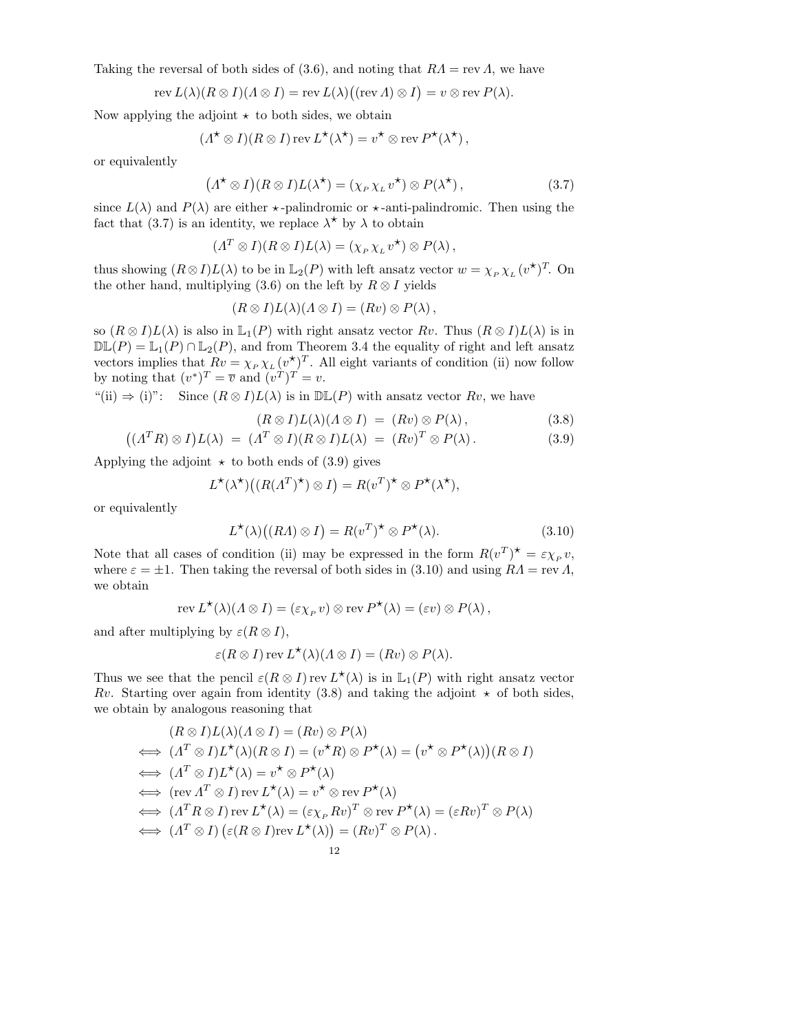Taking the reversal of both sides of (3.6), and noting that $R\Lambda = \operatorname{rev} \Lambda$, we have

$$\operatorname{rev} L(\lambda)(R \otimes I)(\Lambda \otimes I) = \operatorname{rev} L(\lambda)\big((\operatorname{rev} \Lambda) \otimes I\big) = v \otimes \operatorname{rev} P(\lambda).$$

Now applying the adjoint $\star$ to both sides, we obtain

$$(\Lambda^\star \otimes I)(R \otimes I) \operatorname{rev} L^\star(\lambda^\star) = v^\star \otimes \operatorname{rev} P^\star(\lambda^\star)\,,$$

or equivalently

$$\big(\Lambda^\star \otimes I\big)(R \otimes I)L(\lambda^\star) = (\chi_{_P} \chi_{_L} v^\star) \otimes P(\lambda^\star)\,, \tag{3.7}$$

since $L(\lambda)$ and $P(\lambda)$ are either $\star$-palindromic or $\star$-anti-palindromic. Then using the fact that (3.7) is an identity, we replace $\lambda^\star$ by $\lambda$ to obtain

$$(\Lambda^T \otimes I)(R \otimes I)L(\lambda) = (\chi_{_P} \chi_{_L} v^\star) \otimes P(\lambda)\,,$$

thus showing $(R \otimes I)L(\lambda)$ to be in $\mathbb{L}_2(P)$ with left ansatz vector $w = \chi_{_P} \chi_{_L} (v^\star)^T$. On the other hand, multiplying (3.6) on the left by $R \otimes I$ yields

$$(R \otimes I)L(\lambda)(\Lambda \otimes I) = (Rv) \otimes P(\lambda)\,,$$

so $(R \otimes I)L(\lambda)$ is also in $\mathbb{L}_1(P)$ with right ansatz vector $Rv$. Thus $(R \otimes I)L(\lambda)$ is in $\mathbb{DL}(P) = \mathbb{L}_1(P) \cap \mathbb{L}_2(P)$, and from Theorem 3.4 the equality of right and left ansatz vectors implies that $Rv = \chi_{_P} \chi_{_L} (v^\star)^T$. All eight variants of condition (ii) now follow by noting that $(v^*)^T = \overline{v}$ and $(v^T)^T = v$.

"(ii) $\Rightarrow$ (i)": Since $(R \otimes I)L(\lambda)$ is in $\mathbb{DL}(P)$ with ansatz vector $Rv$, we have

$$(R \otimes I)L(\lambda)(\Lambda \otimes I) \;=\; (Rv) \otimes P(\lambda)\,, \tag{3.8}$$

$$\big((\Lambda^T R) \otimes I\big)L(\lambda) \;=\; (\Lambda^T \otimes I)(R \otimes I)L(\lambda) \;=\; (Rv)^T \otimes P(\lambda)\,. \tag{3.9}$$

Applying the adjoint $\star$ to both ends of (3.9) gives

$$L^\star(\lambda^\star)\big((R(\Lambda^T)^\star) \otimes I\big) = R(v^T)^\star \otimes P^\star(\lambda^\star),$$

or equivalently

$$L^\star(\lambda)\big((R\Lambda) \otimes I\big) = R(v^T)^\star \otimes P^\star(\lambda). \tag{3.10}$$

Note that all cases of condition (ii) may be expressed in the form $R(v^T)^\star = \varepsilon \chi_{_P} v$, where $\varepsilon = \pm 1$. Then taking the reversal of both sides in (3.10) and using $R\Lambda = \operatorname{rev} \Lambda$, we obtain

$$\operatorname{rev} L^\star(\lambda)(\Lambda \otimes I) = (\varepsilon \chi_{_P} v) \otimes \operatorname{rev} P^\star(\lambda) = (\varepsilon v) \otimes P(\lambda)\,,$$

and after multiplying by $\varepsilon(R \otimes I)$,

$$\varepsilon(R \otimes I) \operatorname{rev} L^\star(\lambda)(\Lambda \otimes I) = (Rv) \otimes P(\lambda).$$

Thus we see that the pencil $\varepsilon(R \otimes I) \operatorname{rev} L^\star(\lambda)$ is in $\mathbb{L}_1(P)$ with right ansatz vector $Rv$. Starting over again from identity (3.8) and taking the adjoint $\star$ of both sides, we obtain by analogous reasoning that

$$\begin{aligned}
&(R \otimes I)L(\lambda)(\Lambda \otimes I) = (Rv) \otimes P(\lambda) \\
\iff\; &(\Lambda^T \otimes I)L^\star(\lambda)(R \otimes I) = (v^\star R) \otimes P^\star(\lambda) = \big(v^\star \otimes P^\star(\lambda)\big)(R \otimes I) \\
\iff\; &(\Lambda^T \otimes I)L^\star(\lambda) = v^\star \otimes P^\star(\lambda) \\
\iff\; &(\operatorname{rev} \Lambda^T \otimes I) \operatorname{rev} L^\star(\lambda) = v^\star \otimes \operatorname{rev} P^\star(\lambda) \\
\iff\; &(\Lambda^T R \otimes I) \operatorname{rev} L^\star(\lambda) = (\varepsilon \chi_{_P} Rv)^T \otimes \operatorname{rev} P^\star(\lambda) = (\varepsilon Rv)^T \otimes P(\lambda) \\
\iff\; &(\Lambda^T \otimes I)\,\big(\varepsilon(R \otimes I)\operatorname{rev} L^\star(\lambda)\big) = (Rv)^T \otimes P(\lambda)\,.
\end{aligned}$$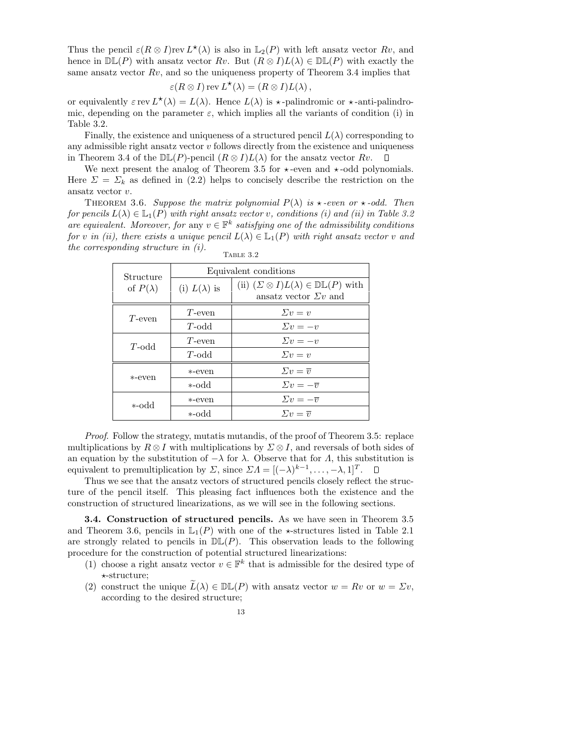Thus the pencil $\varepsilon(R \otimes I)\text{rev}\, L^\star(\lambda)$ is also in $\mathbb{L}_2(P)$ with left ansatz vector $Rv$, and hence in $\mathbb{DL}(P)$ with ansatz vector $Rv$. But $(R \otimes I)L(\lambda) \in \mathbb{DL}(P)$ with exactly the same ansatz vector $Rv$, and so the uniqueness property of Theorem 3.4 implies that

$$\varepsilon(R \otimes I)\,\text{rev}\, L^\star(\lambda) = (R \otimes I)L(\lambda)\,,$$

or equivalently $\varepsilon\, \text{rev}\, L^\star(\lambda) = L(\lambda)$. Hence $L(\lambda)$ is $\star$-palindromic or $\star$-anti-palindromic, depending on the parameter $\varepsilon$, which implies all the variants of condition (i) in Table 3.2.

Finally, the existence and uniqueness of a structured pencil $L(\lambda)$ corresponding to any admissible right ansatz vector $v$ follows directly from the existence and uniqueness in Theorem 3.4 of the $\mathbb{DL}(P)$-pencil $(R \otimes I)L(\lambda)$ for the ansatz vector $Rv$. $\square$

We next present the analog of Theorem 3.5 for $\star$-even and $\star$-odd polynomials. Here $\Sigma = \Sigma_k$ as defined in (2.2) helps to concisely describe the restriction on the ansatz vector $v$.

THEOREM 3.6. *Suppose the matrix polynomial $P(\lambda)$ is $\star$-even or $\star$-odd. Then for pencils $L(\lambda) \in \mathbb{L}_1(P)$ with right ansatz vector $v$, conditions (i) and (ii) in Table 3.2 are equivalent. Moreover, for* any *$v \in \mathbb{F}^k$ satisfying one of the admissibility conditions for $v$ in (ii), there exists a unique pencil $L(\lambda) \in \mathbb{L}_1(P)$ with right ansatz vector $v$ and the corresponding structure in (i).*

TABLE 3.2

| Structure of $P(\lambda)$ | Equivalent conditions | |
|---|---|---|
| | (i) $L(\lambda)$ is | (ii) $(\Sigma \otimes I)L(\lambda) \in \mathbb{DL}(P)$ with ansatz vector $\Sigma v$ and |
| $T$-even | $T$-even | $\Sigma v = v$ |
| | $T$-odd | $\Sigma v = -v$ |
| $T$-odd | $T$-even | $\Sigma v = -v$ |
| | $T$-odd | $\Sigma v = v$ |
| $*$-even | $*$-even | $\Sigma v = \overline{v}$ |
| | $*$-odd | $\Sigma v = -\overline{v}$ |
| $*$-odd | $*$-even | $\Sigma v = -\overline{v}$ |
| | $*$-odd | $\Sigma v = \overline{v}$ |

*Proof.* Follow the strategy, mutatis mutandis, of the proof of Theorem 3.5: replace multiplications by $R \otimes I$ with multiplications by $\Sigma \otimes I$, and reversals of both sides of an equation by the substitution of $-\lambda$ for $\lambda$. Observe that for $\Lambda$, this substitution is equivalent to premultiplication by $\Sigma$, since $\Sigma\Lambda = [(-\lambda)^{k-1}, \ldots, -\lambda, 1]^T$. $\square$

Thus we see that the ansatz vectors of structured pencils closely reflect the structure of the pencil itself. This pleasing fact influences both the existence and the construction of structured linearizations, as we will see in the following sections.

**3.4. Construction of structured pencils.** As we have seen in Theorem 3.5 and Theorem 3.6, pencils in $\mathbb{L}_1(P)$ with one of the $\star$-structures listed in Table 2.1 are strongly related to pencils in $\mathbb{DL}(P)$. This observation leads to the following procedure for the construction of potential structured linearizations:

1. choose a right ansatz vector $v \in \mathbb{F}^k$ that is admissible for the desired type of $\star$-structure;
2. construct the unique $\widetilde{L}(\lambda) \in \mathbb{DL}(P)$ with ansatz vector $w = Rv$ or $w = \Sigma v$, according to the desired structure;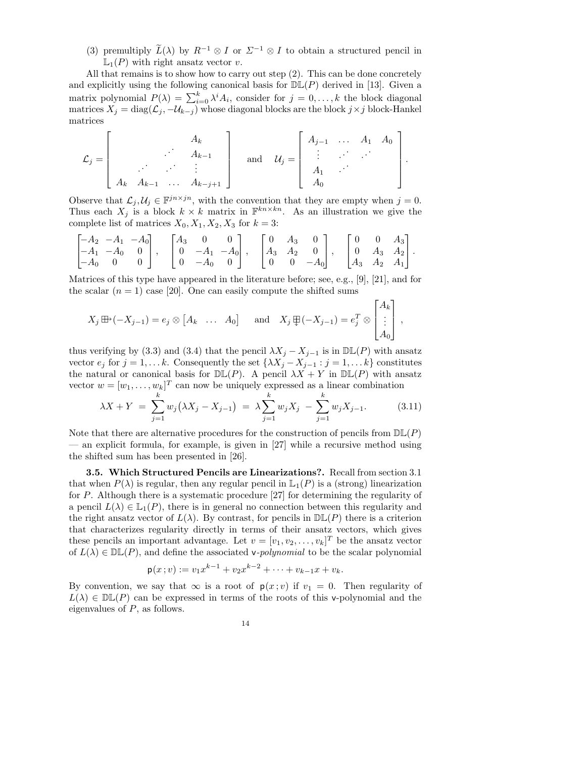(3) premultiply $\widetilde{L}(\lambda)$ by $R^{-1} \otimes I$ or $\Sigma^{-1} \otimes I$ to obtain a structured pencil in $\mathbb{L}_1(P)$ with right ansatz vector $v$.

All that remains is to show how to carry out step (2). This can be done concretely and explicitly using the following canonical basis for $\mathbb{DL}(P)$ derived in [13]. Given a matrix polynomial $P(\lambda) = \sum_{i=0}^{k} \lambda^i A_i$, consider for $j = 0, \dots, k$ the block diagonal matrices $X_j = \mathrm{diag}(\mathcal{L}_j, -\mathcal{U}_{k-j})$ whose diagonal blocks are the block $j \times j$ block-Hankel matrices

$$
\mathcal{L}_j = \begin{bmatrix} & & & A_k \\ & & \iddots & A_{k-1} \\ & \iddots & \iddots & \vdots \\ A_k & A_{k-1} & \dots & A_{k-j+1} \end{bmatrix} \quad \text{and} \quad \mathcal{U}_j = \begin{bmatrix} A_{j-1} & \dots & A_1 & A_0 \\ \vdots & \iddots & \iddots & \\ A_1 & \iddots & & \\ A_0 & & & \end{bmatrix}.
$$

Observe that $\mathcal{L}_j, \mathcal{U}_j \in \mathbb{F}^{jn \times jn}$, with the convention that they are empty when $j = 0$. Thus each $X_j$ is a block $k \times k$ matrix in $\mathbb{F}^{kn \times kn}$. As an illustration we give the complete list of matrices $X_0, X_1, X_2, X_3$ for $k = 3$:

$$
\begin{bmatrix} -A_2 & -A_1 & -A_0 \\ -A_1 & -A_0 & 0 \\ -A_0 & 0 & 0 \end{bmatrix}, \quad \begin{bmatrix} A_3 & 0 & 0 \\ 0 & -A_1 & -A_0 \\ 0 & -A_0 & 0 \end{bmatrix}, \quad \begin{bmatrix} 0 & A_3 & 0 \\ A_3 & A_2 & 0 \\ 0 & 0 & -A_0 \end{bmatrix}, \quad \begin{bmatrix} 0 & 0 & A_3 \\ 0 & A_3 & A_2 \\ A_3 & A_2 & A_1 \end{bmatrix}.
$$

Matrices of this type have appeared in the literature before; see, e.g., [9], [21], and for the scalar ($n = 1$) case [20]. One can easily compute the shifted sums

$$
X_j \boxplus\!\!\rightarrow (-X_{j-1}) = e_j \otimes \begin{bmatrix} A_k & \dots & A_0 \end{bmatrix} \quad \text{and} \quad X_j \,\underset{\downarrow}{\boxplus}\, (-X_{j-1}) = e_j^T \otimes \begin{bmatrix} A_k \\ \vdots \\ A_0 \end{bmatrix},
$$

thus verifying by (3.3) and (3.4) that the pencil $\lambda X_j - X_{j-1}$ is in $\mathbb{DL}(P)$ with ansatz vector $e_j$ for $j = 1, \dots k$. Consequently the set $\{\lambda X_j - X_{j-1} : j = 1, \dots k\}$ constitutes the natural or canonical basis for $\mathbb{DL}(P)$. A pencil $\lambda X + Y$ in $\mathbb{DL}(P)$ with ansatz vector $w = [w_1, \dots, w_k]^T$ can now be uniquely expressed as a linear combination

$$
\lambda X + Y \;=\; \sum_{j=1}^{k} w_j \big(\lambda X_j - X_{j-1}\big) \;=\; \lambda \sum_{j=1}^{k} w_j X_j \;-\; \sum_{j=1}^{k} w_j X_{j-1}. \tag{3.11}
$$

Note that there are alternative procedures for the construction of pencils from $\mathbb{DL}(P)$ — an explicit formula, for example, is given in [27] while a recursive method using the shifted sum has been presented in [26].

### 3.5. Which Structured Pencils are Linearizations?.

Recall from section 3.1 that when $P(\lambda)$ is regular, then any regular pencil in $\mathbb{L}_1(P)$ is a (strong) linearization for $P$. Although there is a systematic procedure [27] for determining the regularity of a pencil $L(\lambda) \in \mathbb{L}_1(P)$, there is in general no connection between this regularity and the right ansatz vector of $L(\lambda)$. By contrast, for pencils in $\mathbb{DL}(P)$ there is a criterion that characterizes regularity directly in terms of their ansatz vectors, which gives these pencils an important advantage. Let $v = [v_1, v_2, \dots, v_k]^T$ be the ansatz vector of $L(\lambda) \in \mathbb{DL}(P)$, and define the associated v*-polynomial* to be the scalar polynomial

$$
\mathsf{p}(x\,; v) := v_1 x^{k-1} + v_2 x^{k-2} + \dots + v_{k-1} x + v_k.
$$

By convention, we say that $\infty$ is a root of $\mathsf{p}(x\,; v)$ if $v_1 = 0$. Then regularity of $L(\lambda) \in \mathbb{DL}(P)$ can be expressed in terms of the roots of this v-polynomial and the eigenvalues of $P$, as follows.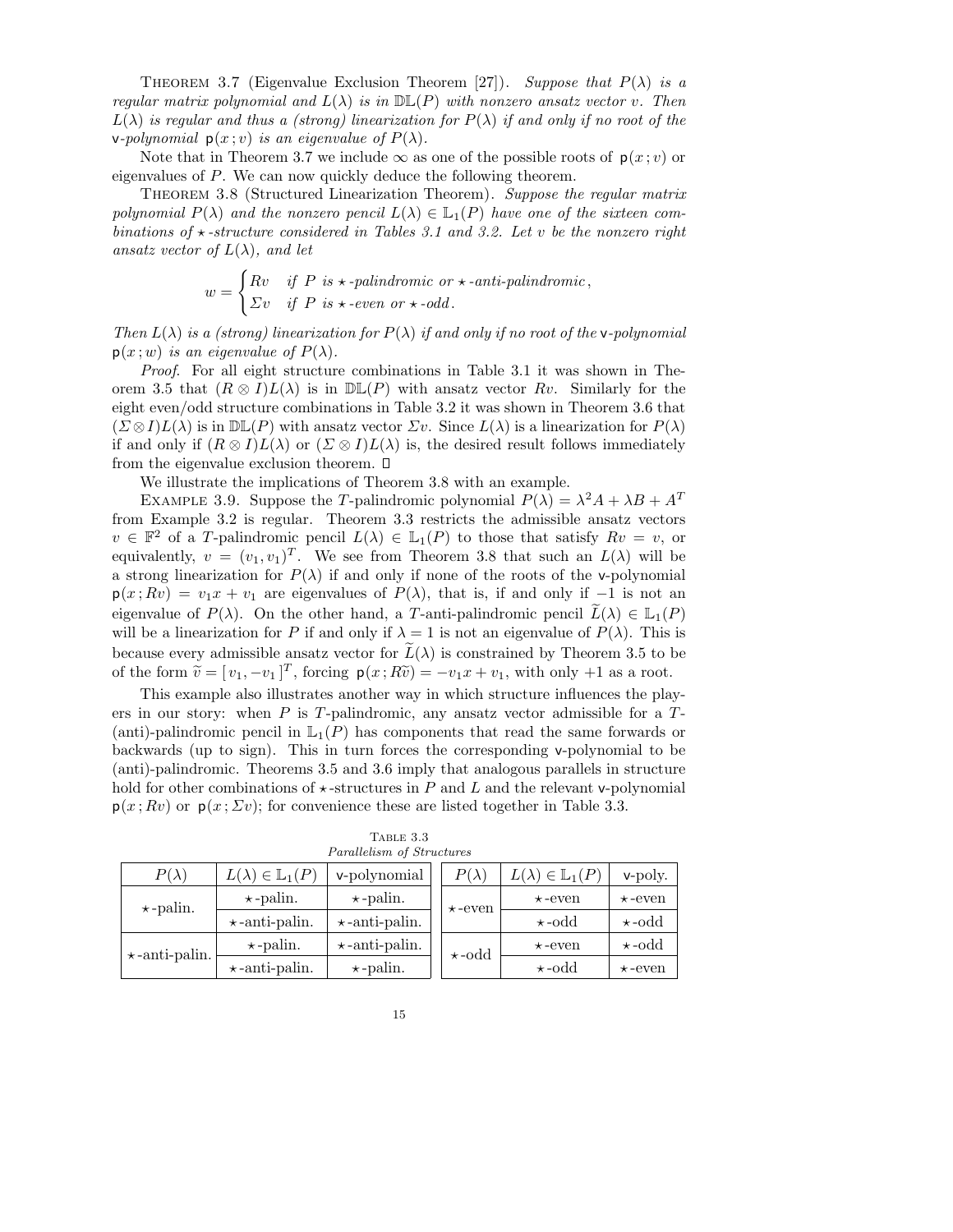THEOREM 3.7 (Eigenvalue Exclusion Theorem [27]). *Suppose that $P(\lambda)$ is a regular matrix polynomial and $L(\lambda)$ is in $\mathbb{DL}(P)$ with nonzero ansatz vector $v$. Then $L(\lambda)$ is regular and thus a (strong) linearization for $P(\lambda)$ if and only if no root of the* v*-polynomial* $\mathsf{p}(x\,;v)$ *is an eigenvalue of* $P(\lambda)$.

Note that in Theorem 3.7 we include $\infty$ as one of the possible roots of $\mathsf{p}(x\,;v)$ or eigenvalues of $P$. We can now quickly deduce the following theorem.

THEOREM 3.8 (Structured Linearization Theorem). *Suppose the regular matrix polynomial $P(\lambda)$ and the nonzero pencil $L(\lambda) \in \mathbb{L}_1(P)$ have one of the sixteen combinations of $\star$-structure considered in Tables 3.1 and 3.2. Let $v$ be the nonzero right ansatz vector of $L(\lambda)$, and let*

$$w = \begin{cases} Rv & \text{if } P \text{ is } \star\text{-palindromic or } \star\text{-anti-palindromic}\,, \\ \Sigma v & \text{if } P \text{ is } \star\text{-even or } \star\text{-odd}\,. \end{cases}$$

*Then $L(\lambda)$ is a (strong) linearization for $P(\lambda)$ if and only if no root of the* v*-polynomial* $\mathsf{p}(x\,;w)$ *is an eigenvalue of* $P(\lambda)$.

*Proof*. For all eight structure combinations in Table 3.1 it was shown in Theorem 3.5 that $(R \otimes I)L(\lambda)$ is in $\mathbb{DL}(P)$ with ansatz vector $Rv$. Similarly for the eight even/odd structure combinations in Table 3.2 it was shown in Theorem 3.6 that $(\Sigma \otimes I)L(\lambda)$ is in $\mathbb{DL}(P)$ with ansatz vector $\Sigma v$. Since $L(\lambda)$ is a linearization for $P(\lambda)$ if and only if $(R \otimes I)L(\lambda)$ or $(\Sigma \otimes I)L(\lambda)$ is, the desired result follows immediately from the eigenvalue exclusion theorem. □

We illustrate the implications of Theorem 3.8 with an example.

EXAMPLE 3.9. Suppose the $T$-palindromic polynomial $P(\lambda) = \lambda^2 A + \lambda B + A^T$ from Example 3.2 is regular. Theorem 3.3 restricts the admissible ansatz vectors $v \in \mathbb{F}^2$ of a $T$-palindromic pencil $L(\lambda) \in \mathbb{L}_1(P)$ to those that satisfy $Rv = v$, or equivalently, $v = (v_1, v_1)^T$. We see from Theorem 3.8 that such an $L(\lambda)$ will be a strong linearization for $P(\lambda)$ if and only if none of the roots of the v-polynomial $\mathsf{p}(x\,;Rv) = v_1 x + v_1$ are eigenvalues of $P(\lambda)$, that is, if and only if $-1$ is not an eigenvalue of $P(\lambda)$. On the other hand, a $T$-anti-palindromic pencil $\widetilde{L}(\lambda) \in \mathbb{L}_1(P)$ will be a linearization for $P$ if and only if $\lambda = 1$ is not an eigenvalue of $P(\lambda)$. This is because every admissible ansatz vector for $\widetilde{L}(\lambda)$ is constrained by Theorem 3.5 to be of the form $\widetilde{v} = [\,v_1, -v_1\,]^T$, forcing $\mathsf{p}(x\,;R\widetilde{v}) = -v_1 x + v_1$, with only $+1$ as a root.

This example also illustrates another way in which structure influences the players in our story: when $P$ is $T$-palindromic, any ansatz vector admissible for a $T$-(anti)-palindromic pencil in $\mathbb{L}_1(P)$ has components that read the same forwards or backwards (up to sign). This in turn forces the corresponding v-polynomial to be (anti)-palindromic. Theorems 3.5 and 3.6 imply that analogous parallels in structure hold for other combinations of $\star$-structures in $P$ and $L$ and the relevant v-polynomial $\mathsf{p}(x\,;Rv)$ or $\mathsf{p}(x\,;\Sigma v)$; for convenience these are listed together in Table 3.3.

TABLE 3.3
*Parallelism of Structures*

| $P(\lambda)$ | $L(\lambda) \in \mathbb{L}_1(P)$ | v-polynomial |
|---|---|---|
| $\star$-palin. | $\star$-palin. | $\star$-palin. |
| | $\star$-anti-palin. | $\star$-anti-palin. |
| $\star$-anti-palin. | $\star$-palin. | $\star$-anti-palin. |
| | $\star$-anti-palin. | $\star$-palin. |

| $P(\lambda)$ | $L(\lambda) \in \mathbb{L}_1(P)$ | v-poly. |
|---|---|---|
| $\star$-even | $\star$-even | $\star$-even |
| | $\star$-odd | $\star$-odd |
| $\star$-odd | $\star$-even | $\star$-odd |
| | $\star$-odd | $\star$-even |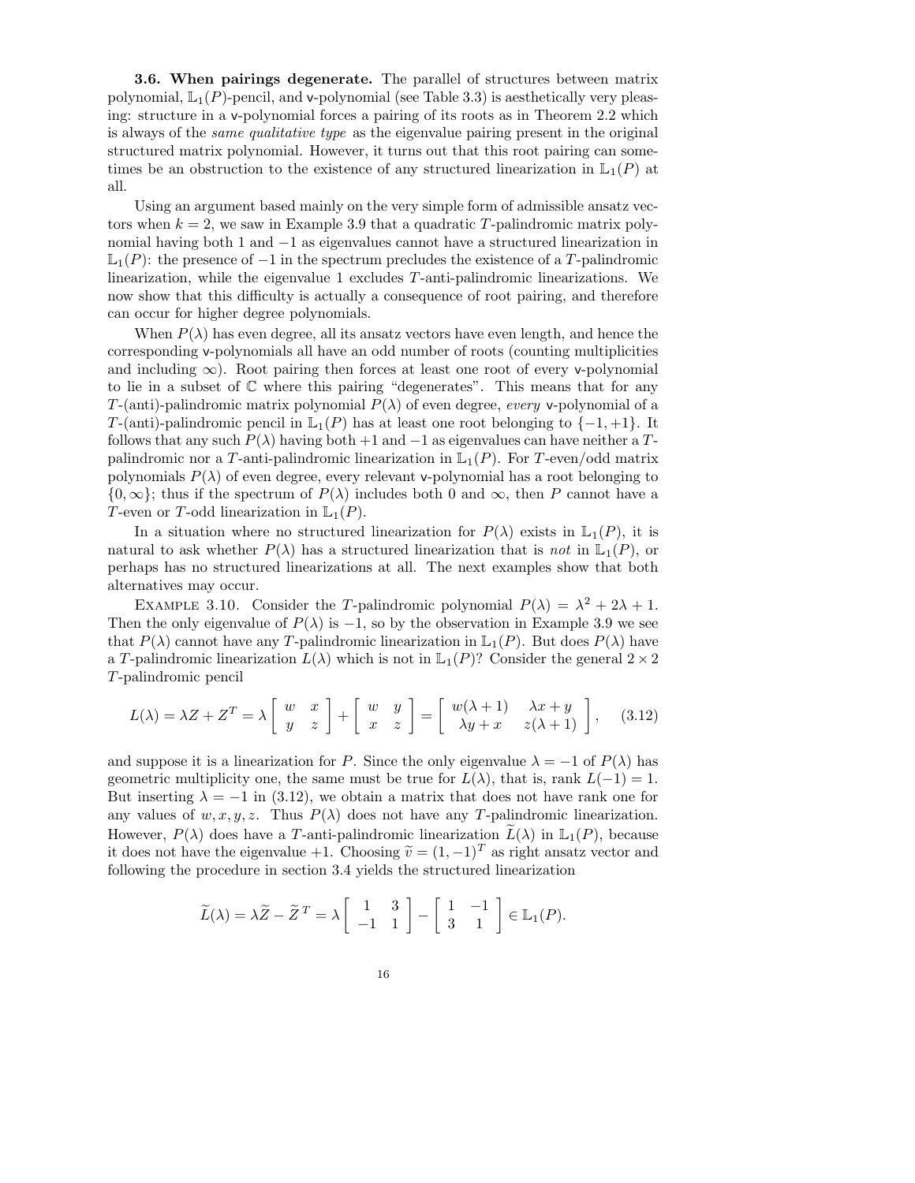**3.6. When pairings degenerate.** The parallel of structures between matrix polynomial, $\mathbb{L}_1(P)$-pencil, and $\mathsf{v}$-polynomial (see Table 3.3) is aesthetically very pleasing: structure in a $\mathsf{v}$-polynomial forces a pairing of its roots as in Theorem 2.2 which is always of the *same qualitative type* as the eigenvalue pairing present in the original structured matrix polynomial. However, it turns out that this root pairing can sometimes be an obstruction to the existence of any structured linearization in $\mathbb{L}_1(P)$ at all.

Using an argument based mainly on the very simple form of admissible ansatz vectors when $k = 2$, we saw in Example 3.9 that a quadratic $T$-palindromic matrix polynomial having both 1 and $-1$ as eigenvalues cannot have a structured linearization in $\mathbb{L}_1(P)$: the presence of $-1$ in the spectrum precludes the existence of a $T$-palindromic linearization, while the eigenvalue 1 excludes $T$-anti-palindromic linearizations. We now show that this difficulty is actually a consequence of root pairing, and therefore can occur for higher degree polynomials.

When $P(\lambda)$ has even degree, all its ansatz vectors have even length, and hence the corresponding $\mathsf{v}$-polynomials all have an odd number of roots (counting multiplicities and including $\infty$). Root pairing then forces at least one root of every $\mathsf{v}$-polynomial to lie in a subset of $\mathbb{C}$ where this pairing "degenerates". This means that for any $T$-(anti)-palindromic matrix polynomial $P(\lambda)$ of even degree, *every* $\mathsf{v}$-polynomial of a $T$-(anti)-palindromic pencil in $\mathbb{L}_1(P)$ has at least one root belonging to $\{-1, +1\}$. It follows that any such $P(\lambda)$ having both $+1$ and $-1$ as eigenvalues can have neither a $T$-palindromic nor a $T$-anti-palindromic linearization in $\mathbb{L}_1(P)$. For $T$-even/odd matrix polynomials $P(\lambda)$ of even degree, every relevant $\mathsf{v}$-polynomial has a root belonging to $\{0, \infty\}$; thus if the spectrum of $P(\lambda)$ includes both 0 and $\infty$, then $P$ cannot have a $T$-even or $T$-odd linearization in $\mathbb{L}_1(P)$.

In a situation where no structured linearization for $P(\lambda)$ exists in $\mathbb{L}_1(P)$, it is natural to ask whether $P(\lambda)$ has a structured linearization that is *not* in $\mathbb{L}_1(P)$, or perhaps has no structured linearizations at all. The next examples show that both alternatives may occur.

EXAMPLE 3.10. Consider the $T$-palindromic polynomial $P(\lambda) = \lambda^2 + 2\lambda + 1$. Then the only eigenvalue of $P(\lambda)$ is $-1$, so by the observation in Example 3.9 we see that $P(\lambda)$ cannot have any $T$-palindromic linearization in $\mathbb{L}_1(P)$. But does $P(\lambda)$ have a $T$-palindromic linearization $L(\lambda)$ which is not in $\mathbb{L}_1(P)$? Consider the general $2 \times 2$ $T$-palindromic pencil

$$L(\lambda) = \lambda Z + Z^T = \lambda \begin{bmatrix} w & x \\ y & z \end{bmatrix} + \begin{bmatrix} w & y \\ x & z \end{bmatrix} = \begin{bmatrix} w(\lambda+1) & \lambda x + y \\ \lambda y + x & z(\lambda+1) \end{bmatrix}, \qquad (3.12)$$

and suppose it is a linearization for $P$. Since the only eigenvalue $\lambda = -1$ of $P(\lambda)$ has geometric multiplicity one, the same must be true for $L(\lambda)$, that is, rank $L(-1) = 1$. But inserting $\lambda = -1$ in (3.12), we obtain a matrix that does not have rank one for any values of $w, x, y, z$. Thus $P(\lambda)$ does not have any $T$-palindromic linearization. However, $P(\lambda)$ does have a $T$-anti-palindromic linearization $\widetilde{L}(\lambda)$ in $\mathbb{L}_1(P)$, because it does not have the eigenvalue $+1$. Choosing $\widetilde{v} = (1, -1)^T$ as right ansatz vector and following the procedure in section 3.4 yields the structured linearization

$$\widetilde{L}(\lambda) = \lambda \widetilde{Z} - \widetilde{Z}^{\,T} = \lambda \begin{bmatrix} 1 & 3 \\ -1 & 1 \end{bmatrix} - \begin{bmatrix} 1 & -1 \\ 3 & 1 \end{bmatrix} \in \mathbb{L}_1(P).$$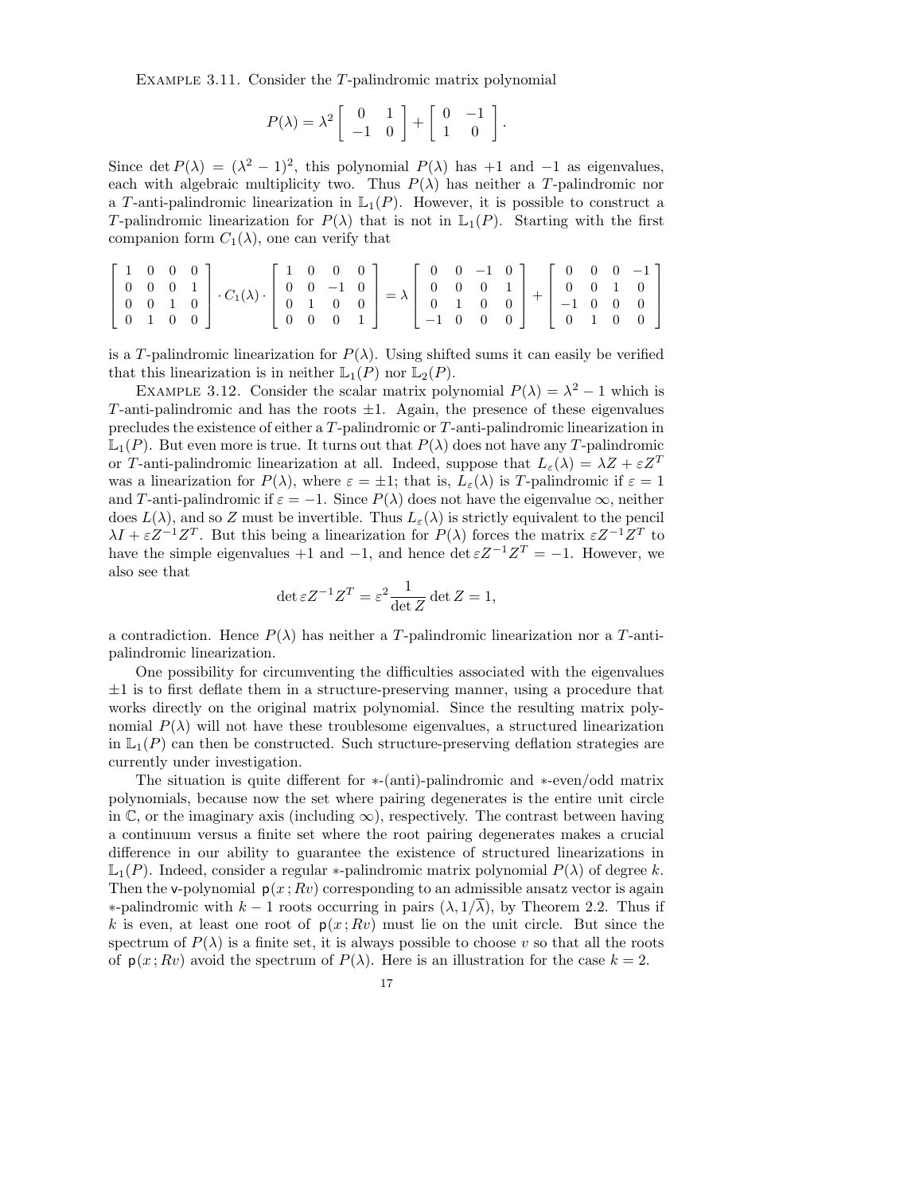Example 3.11. Consider the $T$-palindromic matrix polynomial

$$P(\lambda) = \lambda^2 \begin{bmatrix} 0 & 1 \\ -1 & 0 \end{bmatrix} + \begin{bmatrix} 0 & -1 \\ 1 & 0 \end{bmatrix}.$$

Since $\det P(\lambda) = (\lambda^2 - 1)^2$, this polynomial $P(\lambda)$ has $+1$ and $-1$ as eigenvalues, each with algebraic multiplicity two. Thus $P(\lambda)$ has neither a $T$-palindromic nor a $T$-anti-palindromic linearization in $\mathbb{L}_1(P)$. However, it is possible to construct a $T$-palindromic linearization for $P(\lambda)$ that is not in $\mathbb{L}_1(P)$. Starting with the first companion form $C_1(\lambda)$, one can verify that

$$\begin{bmatrix} 1 & 0 & 0 & 0 \\ 0 & 0 & 0 & 1 \\ 0 & 0 & 1 & 0 \\ 0 & 1 & 0 & 0 \end{bmatrix} \cdot C_1(\lambda) \cdot \begin{bmatrix} 1 & 0 & 0 & 0 \\ 0 & 0 & -1 & 0 \\ 0 & 1 & 0 & 0 \\ 0 & 0 & 0 & 1 \end{bmatrix} = \lambda \begin{bmatrix} 0 & 0 & -1 & 0 \\ 0 & 0 & 0 & 1 \\ 0 & 1 & 0 & 0 \\ -1 & 0 & 0 & 0 \end{bmatrix} + \begin{bmatrix} 0 & 0 & 0 & -1 \\ 0 & 0 & 1 & 0 \\ -1 & 0 & 0 & 0 \\ 0 & 1 & 0 & 0 \end{bmatrix}$$

is a $T$-palindromic linearization for $P(\lambda)$. Using shifted sums it can easily be verified that this linearization is in neither $\mathbb{L}_1(P)$ nor $\mathbb{L}_2(P)$.

Example 3.12. Consider the scalar matrix polynomial $P(\lambda) = \lambda^2 - 1$ which is $T$-anti-palindromic and has the roots $\pm 1$. Again, the presence of these eigenvalues precludes the existence of either a $T$-palindromic or $T$-anti-palindromic linearization in $\mathbb{L}_1(P)$. But even more is true. It turns out that $P(\lambda)$ does not have any $T$-palindromic or $T$-anti-palindromic linearization at all. Indeed, suppose that $L_\varepsilon(\lambda) = \lambda Z + \varepsilon Z^T$ was a linearization for $P(\lambda)$, where $\varepsilon = \pm 1$; that is, $L_\varepsilon(\lambda)$ is $T$-palindromic if $\varepsilon = 1$ and $T$-anti-palindromic if $\varepsilon = -1$. Since $P(\lambda)$ does not have the eigenvalue $\infty$, neither does $L(\lambda)$, and so $Z$ must be invertible. Thus $L_\varepsilon(\lambda)$ is strictly equivalent to the pencil $\lambda I + \varepsilon Z^{-1} Z^T$. But this being a linearization for $P(\lambda)$ forces the matrix $\varepsilon Z^{-1} Z^T$ to have the simple eigenvalues $+1$ and $-1$, and hence $\det \varepsilon Z^{-1} Z^T = -1$. However, we also see that

$$\det \varepsilon Z^{-1} Z^T = \varepsilon^2 \frac{1}{\det Z} \det Z = 1,$$

a contradiction. Hence $P(\lambda)$ has neither a $T$-palindromic linearization nor a $T$-anti-palindromic linearization.

One possibility for circumventing the difficulties associated with the eigenvalues $\pm 1$ is to first deflate them in a structure-preserving manner, using a procedure that works directly on the original matrix polynomial. Since the resulting matrix polynomial $P(\lambda)$ will not have these troublesome eigenvalues, a structured linearization in $\mathbb{L}_1(P)$ can then be constructed. Such structure-preserving deflation strategies are currently under investigation.

The situation is quite different for $*$-(anti)-palindromic and $*$-even/odd matrix polynomials, because now the set where pairing degenerates is the entire unit circle in $\mathbb{C}$, or the imaginary axis (including $\infty$), respectively. The contrast between having a continuum versus a finite set where the root pairing degenerates makes a crucial difference in our ability to guarantee the existence of structured linearizations in $\mathbb{L}_1(P)$. Indeed, consider a regular $*$-palindromic matrix polynomial $P(\lambda)$ of degree $k$. Then the v-polynomial $\mathsf{p}(x\,; Rv)$ corresponding to an admissible ansatz vector is again $*$-palindromic with $k-1$ roots occurring in pairs $(\lambda, 1/\overline{\lambda})$, by Theorem 2.2. Thus if $k$ is even, at least one root of $\mathsf{p}(x\,; Rv)$ must lie on the unit circle. But since the spectrum of $P(\lambda)$ is a finite set, it is always possible to choose $v$ so that all the roots of $\mathsf{p}(x\,; Rv)$ avoid the spectrum of $P(\lambda)$. Here is an illustration for the case $k = 2$.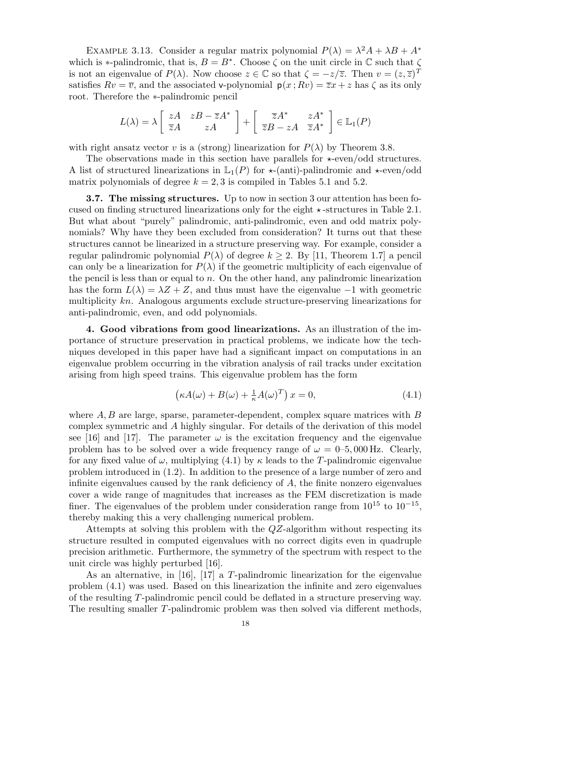EXAMPLE 3.13. Consider a regular matrix polynomial $P(\lambda) = \lambda^2 A + \lambda B + A^*$ which is $*$-palindromic, that is, $B = B^*$. Choose $\zeta$ on the unit circle in $\mathbb{C}$ such that $\zeta$ is not an eigenvalue of $P(\lambda)$. Now choose $z \in \mathbb{C}$ so that $\zeta = -z/\overline{z}$. Then $v = (z, \overline{z})^T$ satisfies $Rv = \overline{v}$, and the associated $\mathsf{v}$-polynomial $\mathsf{p}(x\,; Rv) = \overline{z}x + z$ has $\zeta$ as its only root. Therefore the $*$-palindromic pencil

$$L(\lambda) = \lambda \begin{bmatrix} zA & zB - \overline{z}A^* \\ \overline{z}A & zA \end{bmatrix} + \begin{bmatrix} \overline{z}A^* & zA^* \\ \overline{z}B - zA & \overline{z}A^* \end{bmatrix} \in \mathbb{L}_1(P)$$

with right ansatz vector $v$ is a (strong) linearization for $P(\lambda)$ by Theorem 3.8.

The observations made in this section have parallels for $\star$-even/odd structures. A list of structured linearizations in $\mathbb{L}_1(P)$ for $\star$-(anti)-palindromic and $\star$-even/odd matrix polynomials of degree $k = 2, 3$ is compiled in Tables 5.1 and 5.2.

**3.7. The missing structures.** Up to now in section 3 our attention has been focused on finding structured linearizations only for the eight $\star$-structures in Table 2.1. But what about "purely" palindromic, anti-palindromic, even and odd matrix polynomials? Why have they been excluded from consideration? It turns out that these structures cannot be linearized in a structure preserving way. For example, consider a regular palindromic polynomial $P(\lambda)$ of degree $k \geq 2$. By [11, Theorem 1.7] a pencil can only be a linearization for $P(\lambda)$ if the geometric multiplicity of each eigenvalue of the pencil is less than or equal to $n$. On the other hand, any palindromic linearization has the form $L(\lambda) = \lambda Z + Z$, and thus must have the eigenvalue $-1$ with geometric multiplicity $kn$. Analogous arguments exclude structure-preserving linearizations for anti-palindromic, even, and odd polynomials.

## 4. Good vibrations from good linearizations.

As an illustration of the importance of structure preservation in practical problems, we indicate how the techniques developed in this paper have had a significant impact on computations in an eigenvalue problem occurring in the vibration analysis of rail tracks under excitation arising from high speed trains. This eigenvalue problem has the form

$$\left(\kappa A(\omega) + B(\omega) + \tfrac{1}{\kappa} A(\omega)^T\right) x = 0, \tag{4.1}$$

where $A, B$ are large, sparse, parameter-dependent, complex square matrices with $B$ complex symmetric and $A$ highly singular. For details of the derivation of this model see [16] and [17]. The parameter $\omega$ is the excitation frequency and the eigenvalue problem has to be solved over a wide frequency range of $\omega = 0$–$5{,}000$ Hz. Clearly, for any fixed value of $\omega$, multiplying (4.1) by $\kappa$ leads to the $T$-palindromic eigenvalue problem introduced in (1.2). In addition to the presence of a large number of zero and infinite eigenvalues caused by the rank deficiency of $A$, the finite nonzero eigenvalues cover a wide range of magnitudes that increases as the FEM discretization is made finer. The eigenvalues of the problem under consideration range from $10^{15}$ to $10^{-15}$, thereby making this a very challenging numerical problem.

Attempts at solving this problem with the $QZ$-algorithm without respecting its structure resulted in computed eigenvalues with no correct digits even in quadruple precision arithmetic. Furthermore, the symmetry of the spectrum with respect to the unit circle was highly perturbed [16].

As an alternative, in [16], [17] a $T$-palindromic linearization for the eigenvalue problem (4.1) was used. Based on this linearization the infinite and zero eigenvalues of the resulting $T$-palindromic pencil could be deflated in a structure preserving way. The resulting smaller $T$-palindromic problem was then solved via different methods,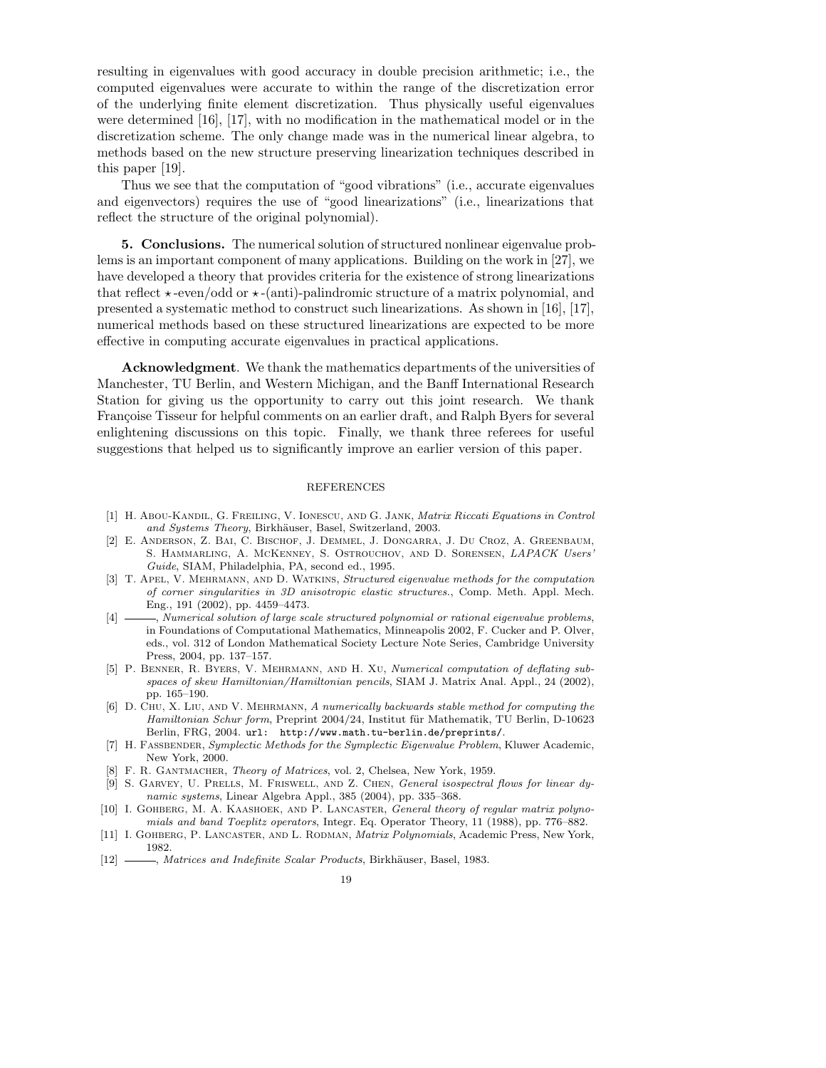resulting in eigenvalues with good accuracy in double precision arithmetic; i.e., the computed eigenvalues were accurate to within the range of the discretization error of the underlying finite element discretization. Thus physically useful eigenvalues were determined [16], [17], with no modification in the mathematical model or in the discretization scheme. The only change made was in the numerical linear algebra, to methods based on the new structure preserving linearization techniques described in this paper [19].

Thus we see that the computation of "good vibrations" (i.e., accurate eigenvalues and eigenvectors) requires the use of "good linearizations" (i.e., linearizations that reflect the structure of the original polynomial).

**5. Conclusions.** The numerical solution of structured nonlinear eigenvalue problems is an important component of many applications. Building on the work in [27], we have developed a theory that provides criteria for the existence of strong linearizations that reflect $\star$-even/odd or $\star$-(anti)-palindromic structure of a matrix polynomial, and presented a systematic method to construct such linearizations. As shown in [16], [17], numerical methods based on these structured linearizations are expected to be more effective in computing accurate eigenvalues in practical applications.

**Acknowledgment**. We thank the mathematics departments of the universities of Manchester, TU Berlin, and Western Michigan, and the Banff International Research Station for giving us the opportunity to carry out this joint research. We thank Françoise Tisseur for helpful comments on an earlier draft, and Ralph Byers for several enlightening discussions on this topic. Finally, we thank three referees for useful suggestions that helped us to significantly improve an earlier version of this paper.

## REFERENCES

[1] H. Abou-Kandil, G. Freiling, V. Ionescu, and G. Jank, *Matrix Riccati Equations in Control and Systems Theory*, Birkhäuser, Basel, Switzerland, 2003.

[2] E. Anderson, Z. Bai, C. Bischof, J. Demmel, J. Dongarra, J. Du Croz, A. Greenbaum, S. Hammarling, A. McKenney, S. Ostrouchov, and D. Sorensen, *LAPACK Users' Guide*, SIAM, Philadelphia, PA, second ed., 1995.

[3] T. Apel, V. Mehrmann, and D. Watkins, *Structured eigenvalue methods for the computation of corner singularities in 3D anisotropic elastic structures.*, Comp. Meth. Appl. Mech. Eng., 191 (2002), pp. 4459–4473.

[4] ———, *Numerical solution of large scale structured polynomial or rational eigenvalue problems*, in Foundations of Computational Mathematics, Minneapolis 2002, F. Cucker and P. Olver, eds., vol. 312 of London Mathematical Society Lecture Note Series, Cambridge University Press, 2004, pp. 137–157.

[5] P. Benner, R. Byers, V. Mehrmann, and H. Xu, *Numerical computation of deflating subspaces of skew Hamiltonian/Hamiltonian pencils*, SIAM J. Matrix Anal. Appl., 24 (2002), pp. 165–190.

[6] D. Chu, X. Liu, and V. Mehrmann, *A numerically backwards stable method for computing the Hamiltonian Schur form*, Preprint 2004/24, Institut für Mathematik, TU Berlin, D-10623 Berlin, FRG, 2004. url: http://www.math.tu-berlin.de/preprints/.

[7] H. Fassbender, *Symplectic Methods for the Symplectic Eigenvalue Problem*, Kluwer Academic, New York, 2000.

[8] F. R. Gantmacher, *Theory of Matrices*, vol. 2, Chelsea, New York, 1959.

[9] S. Garvey, U. Prells, M. Friswell, and Z. Chen, *General isospectral flows for linear dynamic systems*, Linear Algebra Appl., 385 (2004), pp. 335–368.

[10] I. Gohberg, M. A. Kaashoek, and P. Lancaster, *General theory of regular matrix polynomials and band Toeplitz operators*, Integr. Eq. Operator Theory, 11 (1988), pp. 776–882.

[11] I. Gohberg, P. Lancaster, and L. Rodman, *Matrix Polynomials*, Academic Press, New York, 1982.

[12] ———, *Matrices and Indefinite Scalar Products*, Birkhäuser, Basel, 1983.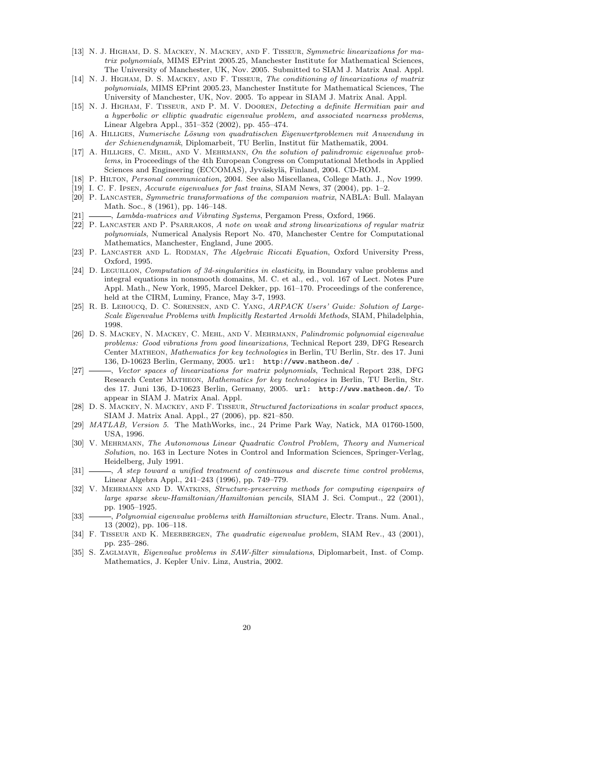[13] N. J. Higham, D. S. Mackey, N. Mackey, and F. Tisseur, *Symmetric linearizations for matrix polynomials*, MIMS EPrint 2005.25, Manchester Institute for Mathematical Sciences, The University of Manchester, UK, Nov. 2005. Submitted to SIAM J. Matrix Anal. Appl.

[14] N. J. Higham, D. S. Mackey, and F. Tisseur, *The conditioning of linearizations of matrix polynomials*, MIMS EPrint 2005.23, Manchester Institute for Mathematical Sciences, The University of Manchester, UK, Nov. 2005. To appear in SIAM J. Matrix Anal. Appl.

[15] N. J. Higham, F. Tisseur, and P. M. V. Dooren, *Detecting a definite Hermitian pair and a hyperbolic or elliptic quadratic eigenvalue problem, and associated nearness problems*, Linear Algebra Appl., 351–352 (2002), pp. 455–474.

[16] A. Hilliges, *Numerische Lösung von quadratischen Eigenwertproblemen mit Anwendung in der Schienendynamik*, Diplomarbeit, TU Berlin, Institut für Mathematik, 2004.

[17] A. Hilliges, C. Mehl, and V. Mehrmann, *On the solution of palindromic eigenvalue problems*, in Proceedings of the 4th European Congress on Computational Methods in Applied Sciences and Engineering (ECCOMAS), Jyväskylä, Finland, 2004. CD-ROM.

[18] P. Hilton, *Personal communication*, 2004. See also Miscellanea, College Math. J., Nov 1999.

[19] I. C. F. Ipsen, *Accurate eigenvalues for fast trains*, SIAM News, 37 (2004), pp. 1–2.

[20] P. Lancaster, *Symmetric transformations of the companion matrix*, NABLA: Bull. Malayan Math. Soc., 8 (1961), pp. 146–148.

[21] ———, *Lambda-matrices and Vibrating Systems*, Pergamon Press, Oxford, 1966.

[22] P. Lancaster and P. Psarrakos, *A note on weak and strong linearizations of regular matrix polynomials*, Numerical Analysis Report No. 470, Manchester Centre for Computational Mathematics, Manchester, England, June 2005.

[23] P. Lancaster and L. Rodman, *The Algebraic Riccati Equation*, Oxford University Press, Oxford, 1995.

[24] D. Leguillon, *Computation of 3d-singularities in elasticity*, in Boundary value problems and integral equations in nonsmooth domains, M. C. et al., ed., vol. 167 of Lect. Notes Pure Appl. Math., New York, 1995, Marcel Dekker, pp. 161–170. Proceedings of the conference, held at the CIRM, Luminy, France, May 3-7, 1993.

[25] R. B. Lehoucq, D. C. Sorensen, and C. Yang, *ARPACK Users' Guide: Solution of Large-Scale Eigenvalue Problems with Implicitly Restarted Arnoldi Methods*, SIAM, Philadelphia, 1998.

[26] D. S. Mackey, N. Mackey, C. Mehl, and V. Mehrmann, *Palindromic polynomial eigenvalue problems: Good vibrations from good linearizations*, Technical Report 239, DFG Research Center Matheon, *Mathematics for key technologies* in Berlin, TU Berlin, Str. des 17. Juni 136, D-10623 Berlin, Germany, 2005. url: http://www.matheon.de/ .

[27] ———, *Vector spaces of linearizations for matrix polynomials*, Technical Report 238, DFG Research Center Matheon, *Mathematics for key technologies* in Berlin, TU Berlin, Str. des 17. Juni 136, D-10623 Berlin, Germany, 2005. url: http://www.matheon.de/. To appear in SIAM J. Matrix Anal. Appl.

[28] D. S. Mackey, N. Mackey, and F. Tisseur, *Structured factorizations in scalar product spaces*, SIAM J. Matrix Anal. Appl., 27 (2006), pp. 821–850.

[29] *MATLAB, Version 5.* The MathWorks, inc., 24 Prime Park Way, Natick, MA 01760-1500, USA, 1996.

[30] V. Mehrmann, *The Autonomous Linear Quadratic Control Problem, Theory and Numerical Solution*, no. 163 in Lecture Notes in Control and Information Sciences, Springer-Verlag, Heidelberg, July 1991.

[31] ———, *A step toward a unified treatment of continuous and discrete time control problems*, Linear Algebra Appl., 241–243 (1996), pp. 749–779.

[32] V. Mehrmann and D. Watkins, *Structure-preserving methods for computing eigenpairs of large sparse skew-Hamiltonian/Hamiltonian pencils*, SIAM J. Sci. Comput., 22 (2001), pp. 1905–1925.

[33] ———, *Polynomial eigenvalue problems with Hamiltonian structure*, Electr. Trans. Num. Anal., 13 (2002), pp. 106–118.

[34] F. Tisseur and K. Meerbergen, *The quadratic eigenvalue problem*, SIAM Rev., 43 (2001), pp. 235–286.

[35] S. Zaglmayr, *Eigenvalue problems in SAW-filter simulations*, Diplomarbeit, Inst. of Comp. Mathematics, J. Kepler Univ. Linz, Austria, 2002.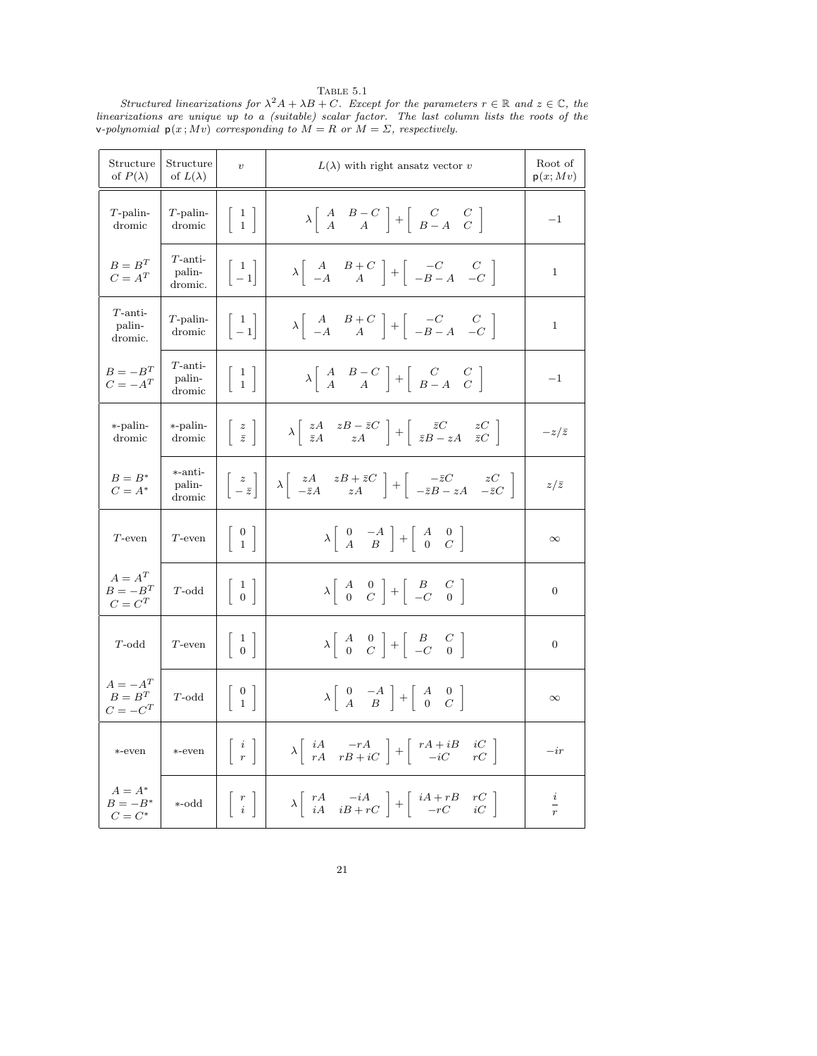Table 5.1

*Structured linearizations for $\lambda^2 A + \lambda B + C$. Except for the parameters $r \in \mathbb{R}$ and $z \in \mathbb{C}$, the linearizations are unique up to a (suitable) scalar factor. The last column lists the roots of the* v*-polynomial* $\mathsf{p}(x\,; Mv)$ *corresponding to $M = R$ or $M = \Sigma$, respectively.*

| Structure of $P(\lambda)$ | Structure of $L(\lambda)$ | $v$ | $L(\lambda)$ with right ansatz vector $v$ | Root of $\mathsf{p}(x;Mv)$ |
|---|---|---|---|---|
| $T$-palindromic | $T$-palindromic | $\begin{bmatrix} 1 \\ 1 \end{bmatrix}$ | $\lambda \begin{bmatrix} A & B-C \\ A & A \end{bmatrix} + \begin{bmatrix} C & C \\ B-A & C \end{bmatrix}$ | $-1$ |
| $B = B^T$, $C = A^T$ | $T$-anti-palindromic. | $\begin{bmatrix} 1 \\ -1 \end{bmatrix}$ | $\lambda \begin{bmatrix} A & B+C \\ -A & A \end{bmatrix} + \begin{bmatrix} -C & C \\ -B-A & -C \end{bmatrix}$ | $1$ |
| $T$-anti-palindromic. | $T$-palindromic | $\begin{bmatrix} 1 \\ -1 \end{bmatrix}$ | $\lambda \begin{bmatrix} A & B+C \\ -A & A \end{bmatrix} + \begin{bmatrix} -C & C \\ -B-A & -C \end{bmatrix}$ | $1$ |
| $B = -B^T$, $C = -A^T$ | $T$-anti-palindromic | $\begin{bmatrix} 1 \\ 1 \end{bmatrix}$ | $\lambda \begin{bmatrix} A & B-C \\ A & A \end{bmatrix} + \begin{bmatrix} C & C \\ B-A & C \end{bmatrix}$ | $-1$ |
| $*$-palindromic | $*$-palindromic | $\begin{bmatrix} z \\ \bar{z} \end{bmatrix}$ | $\lambda \begin{bmatrix} zA & zB-\bar{z}C \\ \bar{z}A & zA \end{bmatrix} + \begin{bmatrix} \bar{z}C & zC \\ \bar{z}B-zA & \bar{z}C \end{bmatrix}$ | $-z/\bar{z}$ |
| $B = B^*$, $C = A^*$ | $*$-anti-palindromic | $\begin{bmatrix} z \\ -\bar{z} \end{bmatrix}$ | $\lambda \begin{bmatrix} zA & zB+\bar{z}C \\ -\bar{z}A & zA \end{bmatrix} + \begin{bmatrix} -\bar{z}C & zC \\ -\bar{z}B-zA & -\bar{z}C \end{bmatrix}$ | $z/\bar{z}$ |
| $T$-even | $T$-even | $\begin{bmatrix} 0 \\ 1 \end{bmatrix}$ | $\lambda \begin{bmatrix} 0 & -A \\ A & B \end{bmatrix} + \begin{bmatrix} A & 0 \\ 0 & C \end{bmatrix}$ | $\infty$ |
| $A = A^T$, $B = -B^T$, $C = C^T$ | $T$-odd | $\begin{bmatrix} 1 \\ 0 \end{bmatrix}$ | $\lambda \begin{bmatrix} A & 0 \\ 0 & C \end{bmatrix} + \begin{bmatrix} B & C \\ -C & 0 \end{bmatrix}$ | $0$ |
| $T$-odd | $T$-even | $\begin{bmatrix} 1 \\ 0 \end{bmatrix}$ | $\lambda \begin{bmatrix} A & 0 \\ 0 & C \end{bmatrix} + \begin{bmatrix} B & C \\ -C & 0 \end{bmatrix}$ | $0$ |
| $A = -A^T$, $B = B^T$, $C = -C^T$ | $T$-odd | $\begin{bmatrix} 0 \\ 1 \end{bmatrix}$ | $\lambda \begin{bmatrix} 0 & -A \\ A & B \end{bmatrix} + \begin{bmatrix} A & 0 \\ 0 & C \end{bmatrix}$ | $\infty$ |
| $*$-even | $*$-even | $\begin{bmatrix} i \\ r \end{bmatrix}$ | $\lambda \begin{bmatrix} iA & -rA \\ rA & rB+iC \end{bmatrix} + \begin{bmatrix} rA+iB & iC \\ -iC & rC \end{bmatrix}$ | $-ir$ |
| $A = A^*$, $B = -B^*$, $C = C^*$ | $*$-odd | $\begin{bmatrix} r \\ i \end{bmatrix}$ | $\lambda \begin{bmatrix} rA & -iA \\ iA & iB+rC \end{bmatrix} + \begin{bmatrix} iA+rB & rC \\ -rC & iC \end{bmatrix}$ | $\dfrac{i}{r}$ |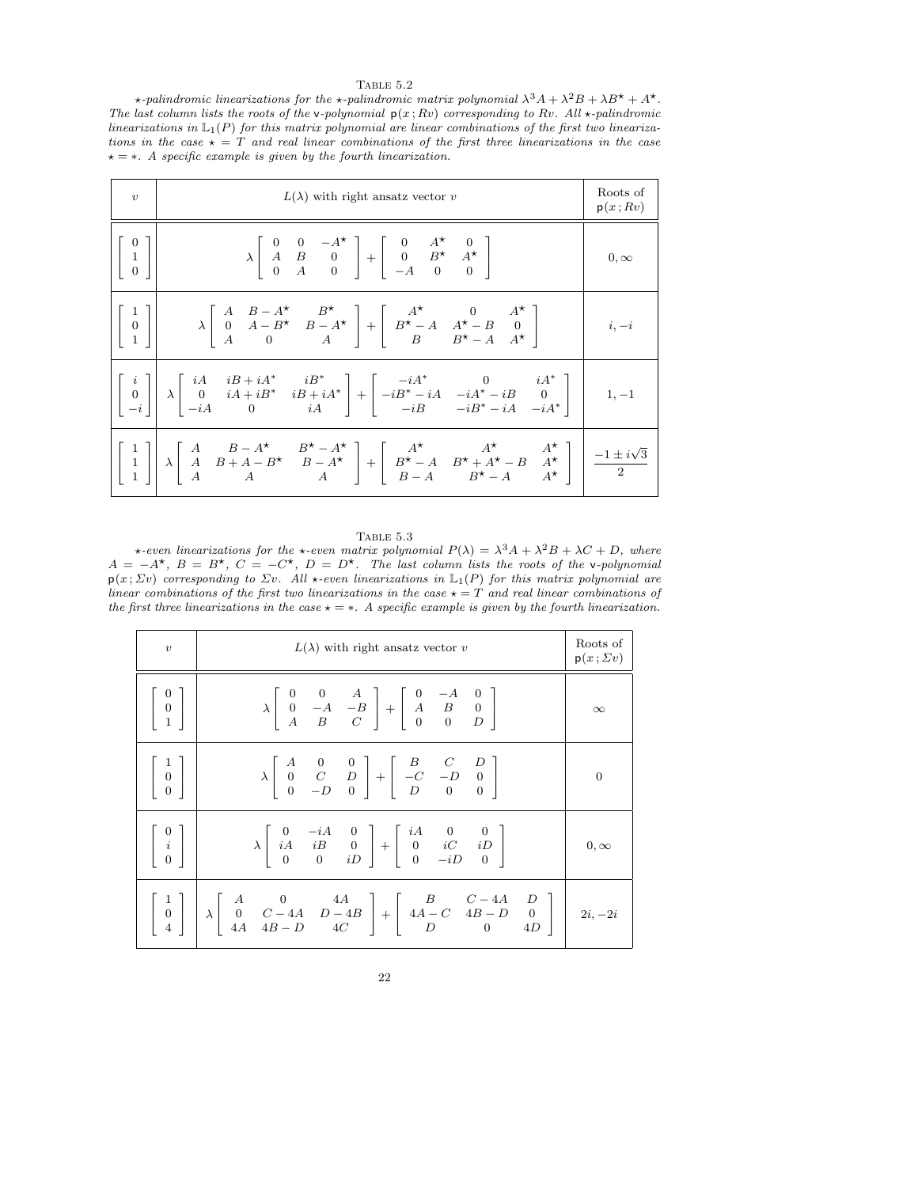Table 5.2

*$\star$-palindromic linearizations for the $\star$-palindromic matrix polynomial $\lambda^3 A + \lambda^2 B + \lambda B^\star + A^\star$. The last column lists the roots of the* v*-polynomial $\mathsf{p}(x\,;Rv)$ corresponding to $Rv$. All $\star$-palindromic linearizations in $\mathbb{L}_1(P)$ for this matrix polynomial are linear combinations of the first two linearizations in the case $\star = T$ and real linear combinations of the first three linearizations in the case $\star = *$. A specific example is given by the fourth linearization.*

| $v$ | $L(\lambda)$ with right ansatz vector $v$ | Roots of $\mathsf{p}(x\,;Rv)$ |
|---|---|---|
| $\begin{bmatrix} 0 \\ 1 \\ 0 \end{bmatrix}$ | $\lambda \begin{bmatrix} 0 & 0 & -A^\star \\ A & B & 0 \\ 0 & A & 0 \end{bmatrix} + \begin{bmatrix} 0 & A^\star & 0 \\ 0 & B^\star & A^\star \\ -A & 0 & 0 \end{bmatrix}$ | $0, \infty$ |
| $\begin{bmatrix} 1 \\ 0 \\ 1 \end{bmatrix}$ | $\lambda \begin{bmatrix} A & B - A^\star & B^\star \\ 0 & A - B^\star & B - A^\star \\ A & 0 & A \end{bmatrix} + \begin{bmatrix} A^\star & 0 & A^\star \\ B^\star - A & A^\star - B & 0 \\ B & B^\star - A & A^\star \end{bmatrix}$ | $i, -i$ |
| $\begin{bmatrix} i \\ 0 \\ -i \end{bmatrix}$ | $\lambda \begin{bmatrix} iA & iB + iA^* & iB^* \\ 0 & iA + iB^* & iB + iA^* \\ -iA & 0 & iA \end{bmatrix} + \begin{bmatrix} -iA^* & 0 & iA^* \\ -iB^* - iA & -iA^* - iB & 0 \\ -iB & -iB^* - iA & -iA^* \end{bmatrix}$ | $1, -1$ |
| $\begin{bmatrix} 1 \\ 1 \\ 1 \end{bmatrix}$ | $\lambda \begin{bmatrix} A & B - A^\star & B^\star - A^\star \\ A & B + A - B^\star & B - A^\star \\ A & A & A \end{bmatrix} + \begin{bmatrix} A^\star & A^\star & A^\star \\ B^\star - A & B^\star + A^\star - B & A^\star \\ B - A & B^\star - A & A^\star \end{bmatrix}$ | $\dfrac{-1 \pm i\sqrt{3}}{2}$ |

Table 5.3

*$\star$-even linearizations for the $\star$-even matrix polynomial $P(\lambda) = \lambda^3 A + \lambda^2 B + \lambda C + D$, where $A = -A^\star$, $B = B^\star$, $C = -C^\star$, $D = D^\star$. The last column lists the roots of the* v*-polynomial $\mathsf{p}(x\,;\Sigma v)$ corresponding to $\Sigma v$. All $\star$-even linearizations in $\mathbb{L}_1(P)$ for this matrix polynomial are linear combinations of the first two linearizations in the case $\star = T$ and real linear combinations of the first three linearizations in the case $\star = *$. A specific example is given by the fourth linearization.*

| $v$ | $L(\lambda)$ with right ansatz vector $v$ | Roots of $\mathsf{p}(x\,;\Sigma v)$ |
|---|---|---|
| $\begin{bmatrix} 0 \\ 0 \\ 1 \end{bmatrix}$ | $\lambda \begin{bmatrix} 0 & 0 & A \\ 0 & -A & -B \\ A & B & C \end{bmatrix} + \begin{bmatrix} 0 & -A & 0 \\ A & B & 0 \\ 0 & 0 & D \end{bmatrix}$ | $\infty$ |
| $\begin{bmatrix} 1 \\ 0 \\ 0 \end{bmatrix}$ | $\lambda \begin{bmatrix} A & 0 & 0 \\ 0 & C & D \\ 0 & -D & 0 \end{bmatrix} + \begin{bmatrix} B & C & D \\ -C & -D & 0 \\ D & 0 & 0 \end{bmatrix}$ | $0$ |
| $\begin{bmatrix} 0 \\ i \\ 0 \end{bmatrix}$ | $\lambda \begin{bmatrix} 0 & -iA & 0 \\ iA & iB & 0 \\ 0 & 0 & iD \end{bmatrix} + \begin{bmatrix} iA & 0 & 0 \\ 0 & iC & iD \\ 0 & -iD & 0 \end{bmatrix}$ | $0, \infty$ |
| $\begin{bmatrix} 1 \\ 0 \\ 4 \end{bmatrix}$ | $\lambda \begin{bmatrix} A & 0 & 4A \\ 0 & C - 4A & D - 4B \\ 4A & 4B - D & 4C \end{bmatrix} + \begin{bmatrix} B & C - 4A & D \\ 4A - C & 4B - D & 0 \\ D & 0 & 4D \end{bmatrix}$ | $2i, -2i$ |